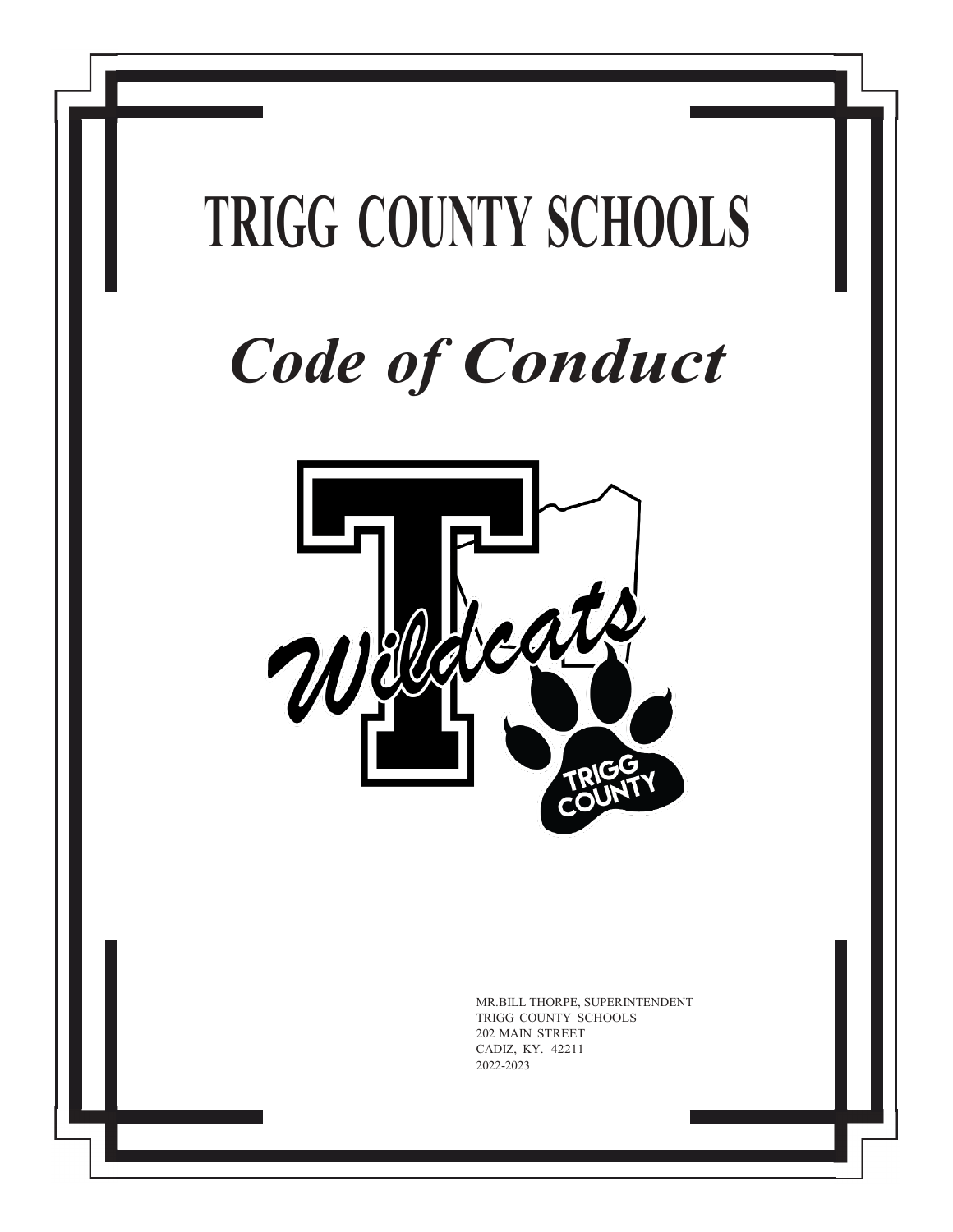# TRIGG COUNTY SCHOOLS

# *Code of Conduct*

MR.BILL THORPE, SUPERINTENDENT
TRIGG COUNTY SCHOOLS
202 MAIN STREET
CADIZ, KY. 42211
2022-2023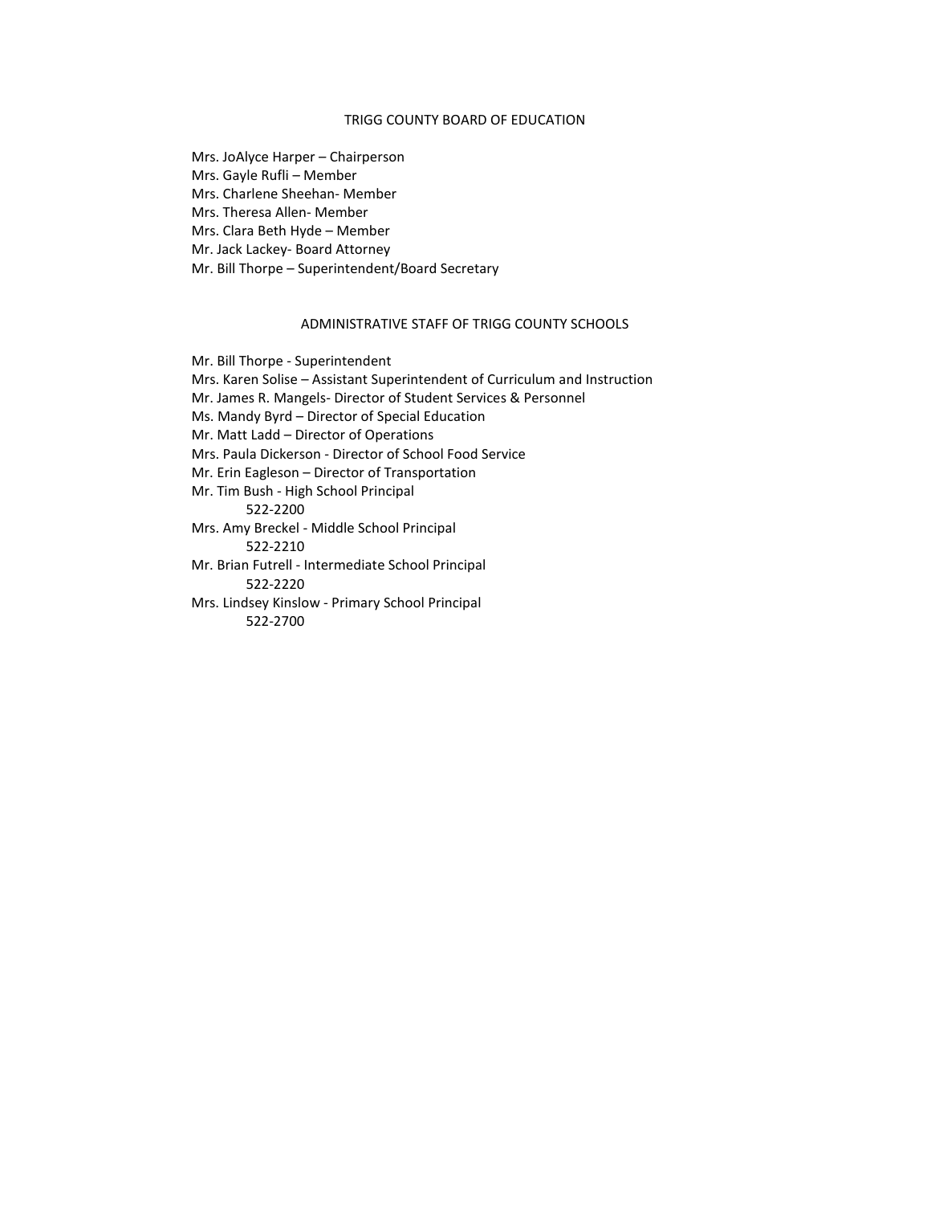## TRIGG COUNTY BOARD OF EDUCATION

Mrs. JoAlyce Harper – Chairperson
Mrs. Gayle Rufli – Member
Mrs. Charlene Sheehan- Member
Mrs. Theresa Allen- Member
Mrs. Clara Beth Hyde – Member
Mr. Jack Lackey- Board Attorney
Mr. Bill Thorpe – Superintendent/Board Secretary

## ADMINISTRATIVE STAFF OF TRIGG COUNTY SCHOOLS

Mr. Bill Thorpe - Superintendent
Mrs. Karen Solise – Assistant Superintendent of Curriculum and Instruction
Mr. James R. Mangels- Director of Student Services & Personnel
Ms. Mandy Byrd – Director of Special Education
Mr. Matt Ladd – Director of Operations
Mrs. Paula Dickerson - Director of School Food Service
Mr. Erin Eagleson – Director of Transportation
Mr. Tim Bush - High School Principal
522-2200
Mrs. Amy Breckel - Middle School Principal
522-2210
Mr. Brian Futrell - Intermediate School Principal
522-2220
Mrs. Lindsey Kinslow - Primary School Principal
522-2700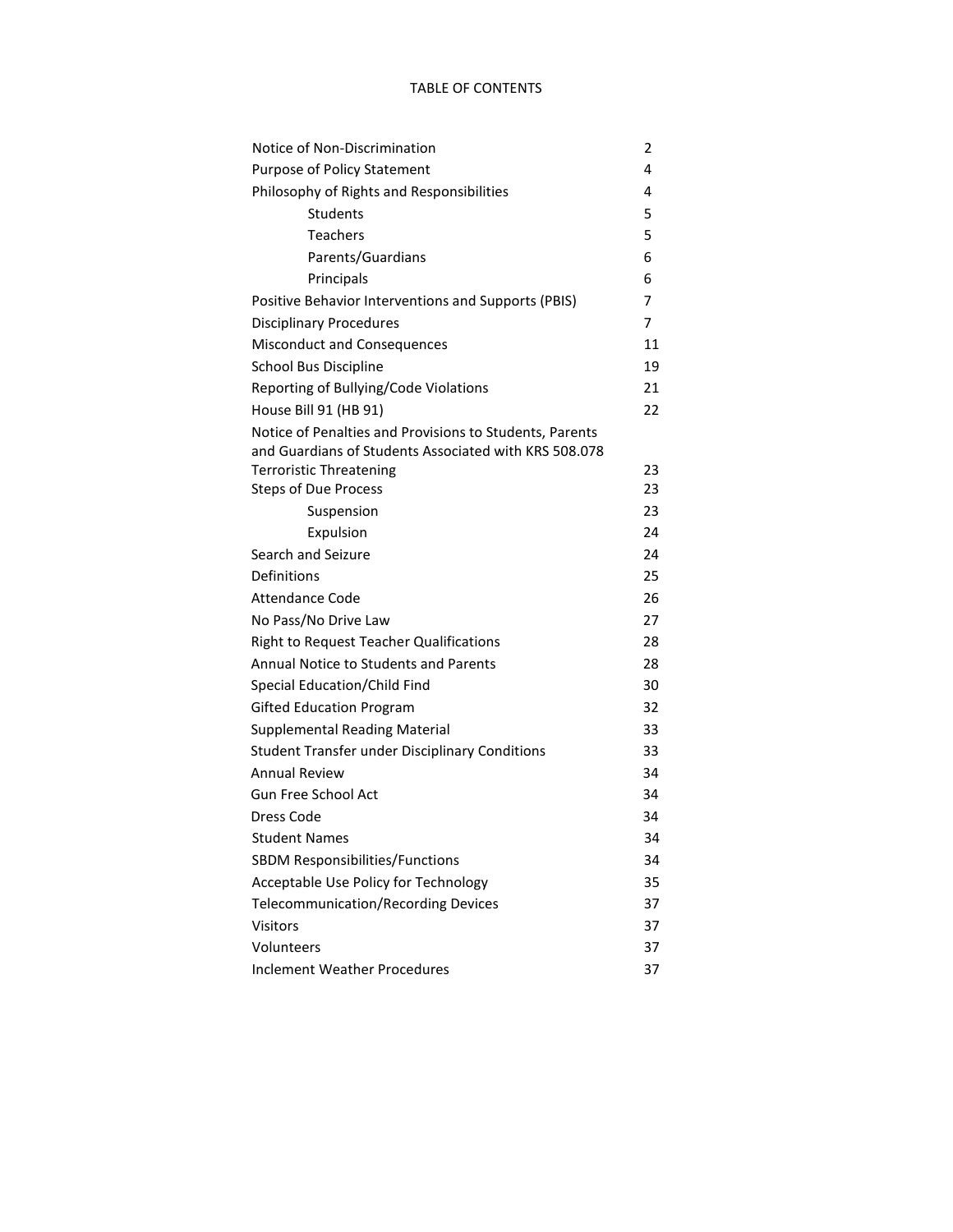# TABLE OF CONTENTS

| | |
|---|---|
| Notice of Non-Discrimination | 2 |
| Purpose of Policy Statement | 4 |
| Philosophy of Rights and Responsibilities | 4 |
| Students | 5 |
| Teachers | 5 |
| Parents/Guardians | 6 |
| Principals | 6 |
| Positive Behavior Interventions and Supports (PBIS) | 7 |
| Disciplinary Procedures | 7 |
| Misconduct and Consequences | 11 |
| School Bus Discipline | 19 |
| Reporting of Bullying/Code Violations | 21 |
| House Bill 91 (HB 91) | 22 |
| Notice of Penalties and Provisions to Students, Parents and Guardians of Students Associated with KRS 508.078 Terroristic Threatening | 23 |
| Steps of Due Process | 23 |
| Suspension | 23 |
| Expulsion | 24 |
| Search and Seizure | 24 |
| Definitions | 25 |
| Attendance Code | 26 |
| No Pass/No Drive Law | 27 |
| Right to Request Teacher Qualifications | 28 |
| Annual Notice to Students and Parents | 28 |
| Special Education/Child Find | 30 |
| Gifted Education Program | 32 |
| Supplemental Reading Material | 33 |
| Student Transfer under Disciplinary Conditions | 33 |
| Annual Review | 34 |
| Gun Free School Act | 34 |
| Dress Code | 34 |
| Student Names | 34 |
| SBDM Responsibilities/Functions | 34 |
| Acceptable Use Policy for Technology | 35 |
| Telecommunication/Recording Devices | 37 |
| Visitors | 37 |
| Volunteers | 37 |
| Inclement Weather Procedures | 37 |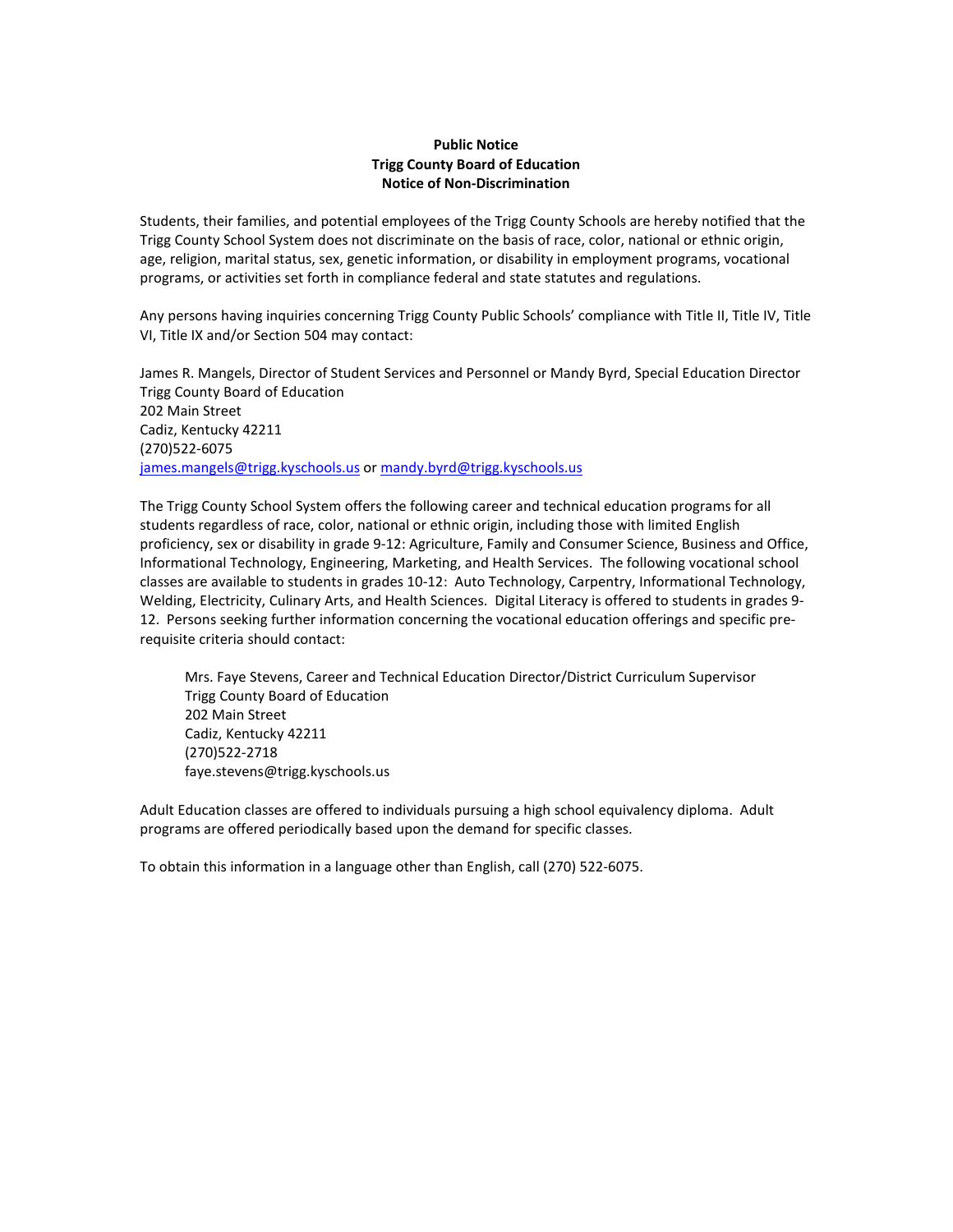**Public Notice**
**Trigg County Board of Education**
**Notice of Non-Discrimination**

Students, their families, and potential employees of the Trigg County Schools are hereby notified that the Trigg County School System does not discriminate on the basis of race, color, national or ethnic origin, age, religion, marital status, sex, genetic information, or disability in employment programs, vocational programs, or activities set forth in compliance federal and state statutes and regulations.

Any persons having inquiries concerning Trigg County Public Schools' compliance with Title II, Title IV, Title VI, Title IX and/or Section 504 may contact:

James R. Mangels, Director of Student Services and Personnel or Mandy Byrd, Special Education Director
Trigg County Board of Education
202 Main Street
Cadiz, Kentucky 42211
(270)522-6075
james.mangels@trigg.kyschools.us or mandy.byrd@trigg.kyschools.us

The Trigg County School System offers the following career and technical education programs for all students regardless of race, color, national or ethnic origin, including those with limited English proficiency, sex or disability in grade 9-12: Agriculture, Family and Consumer Science, Business and Office, Informational Technology, Engineering, Marketing, and Health Services. The following vocational school classes are available to students in grades 10-12: Auto Technology, Carpentry, Informational Technology, Welding, Electricity, Culinary Arts, and Health Sciences. Digital Literacy is offered to students in grades 9-12. Persons seeking further information concerning the vocational education offerings and specific pre-requisite criteria should contact:

> Mrs. Faye Stevens, Career and Technical Education Director/District Curriculum Supervisor
> Trigg County Board of Education
> 202 Main Street
> Cadiz, Kentucky 42211
> (270)522-2718
> faye.stevens@trigg.kyschools.us

Adult Education classes are offered to individuals pursuing a high school equivalency diploma. Adult programs are offered periodically based upon the demand for specific classes.

To obtain this information in a language other than English, call (270) 522-6075.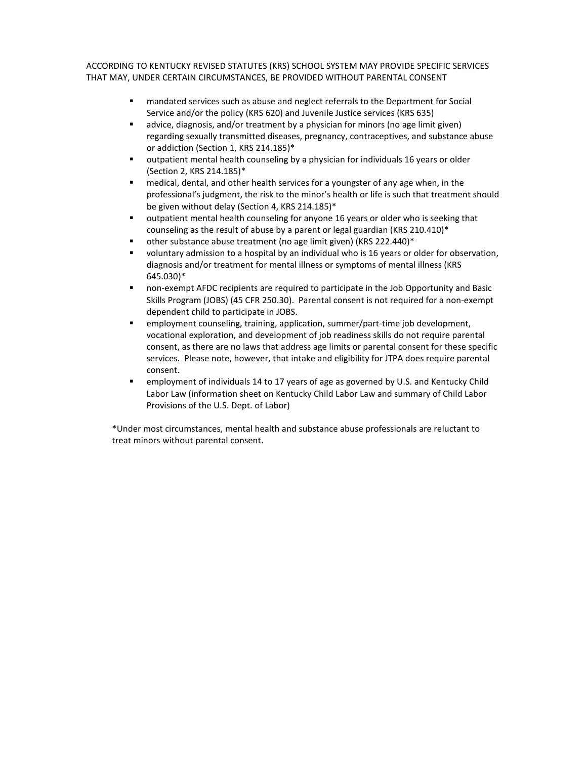ACCORDING TO KENTUCKY REVISED STATUTES (KRS) SCHOOL SYSTEM MAY PROVIDE SPECIFIC SERVICES THAT MAY, UNDER CERTAIN CIRCUMSTANCES, BE PROVIDED WITHOUT PARENTAL CONSENT

- mandated services such as abuse and neglect referrals to the Department for Social Service and/or the policy (KRS 620) and Juvenile Justice services (KRS 635)
- advice, diagnosis, and/or treatment by a physician for minors (no age limit given) regarding sexually transmitted diseases, pregnancy, contraceptives, and substance abuse or addiction (Section 1, KRS 214.185)*
- outpatient mental health counseling by a physician for individuals 16 years or older (Section 2, KRS 214.185)*
- medical, dental, and other health services for a youngster of any age when, in the professional's judgment, the risk to the minor's health or life is such that treatment should be given without delay (Section 4, KRS 214.185)*
- outpatient mental health counseling for anyone 16 years or older who is seeking that counseling as the result of abuse by a parent or legal guardian (KRS 210.410)*
- other substance abuse treatment (no age limit given) (KRS 222.440)*
- voluntary admission to a hospital by an individual who is 16 years or older for observation, diagnosis and/or treatment for mental illness or symptoms of mental illness (KRS 645.030)*
- non-exempt AFDC recipients are required to participate in the Job Opportunity and Basic Skills Program (JOBS) (45 CFR 250.30). Parental consent is not required for a non-exempt dependent child to participate in JOBS.
- employment counseling, training, application, summer/part-time job development, vocational exploration, and development of job readiness skills do not require parental consent, as there are no laws that address age limits or parental consent for these specific services. Please note, however, that intake and eligibility for JTPA does require parental consent.
- employment of individuals 14 to 17 years of age as governed by U.S. and Kentucky Child Labor Law (information sheet on Kentucky Child Labor Law and summary of Child Labor Provisions of the U.S. Dept. of Labor)

*Under most circumstances, mental health and substance abuse professionals are reluctant to treat minors without parental consent.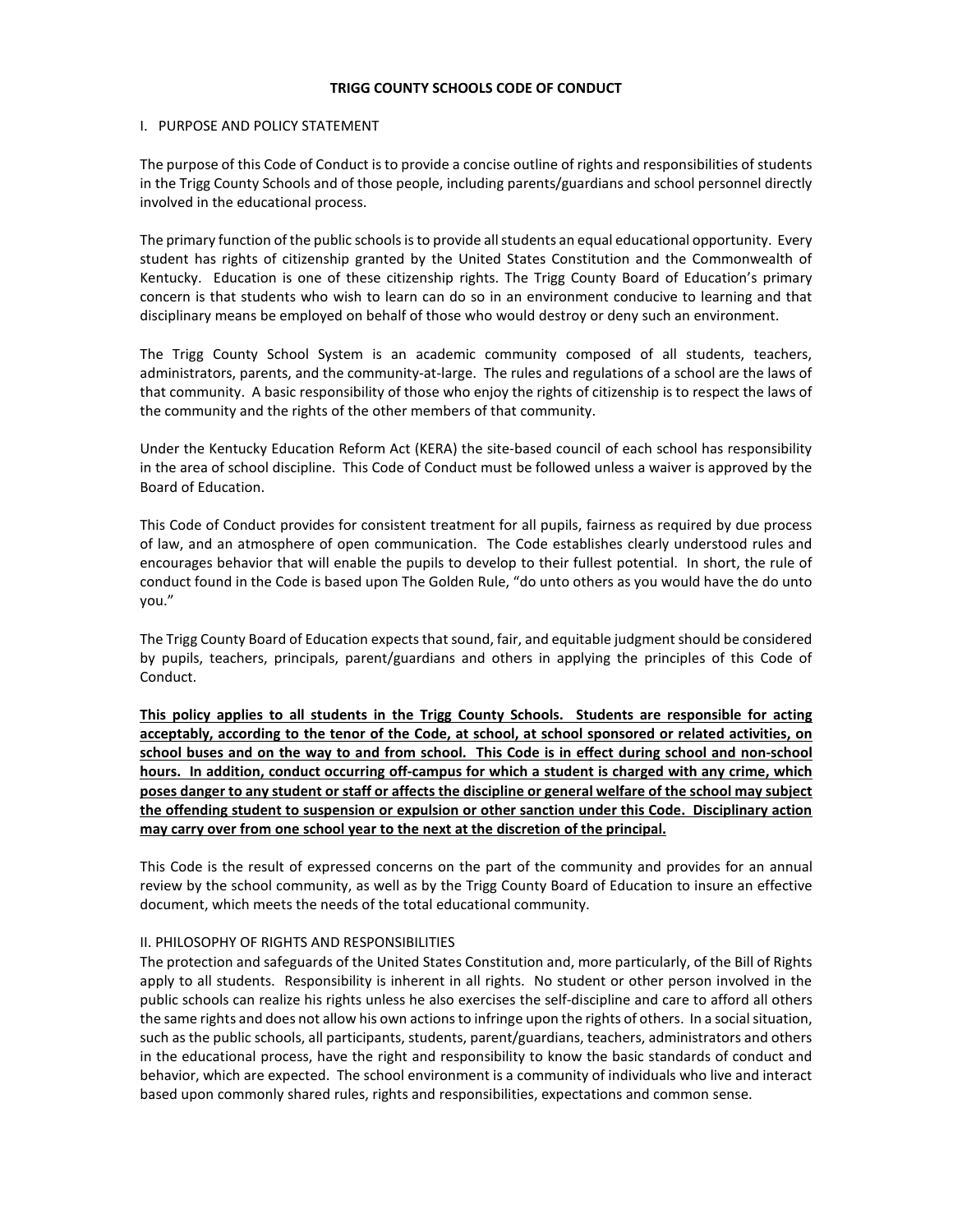# TRIGG COUNTY SCHOOLS CODE OF CONDUCT

## I. PURPOSE AND POLICY STATEMENT

The purpose of this Code of Conduct is to provide a concise outline of rights and responsibilities of students in the Trigg County Schools and of those people, including parents/guardians and school personnel directly involved in the educational process.

The primary function of the public schools is to provide all students an equal educational opportunity. Every student has rights of citizenship granted by the United States Constitution and the Commonwealth of Kentucky. Education is one of these citizenship rights. The Trigg County Board of Education's primary concern is that students who wish to learn can do so in an environment conducive to learning and that disciplinary means be employed on behalf of those who would destroy or deny such an environment.

The Trigg County School System is an academic community composed of all students, teachers, administrators, parents, and the community-at-large. The rules and regulations of a school are the laws of that community. A basic responsibility of those who enjoy the rights of citizenship is to respect the laws of the community and the rights of the other members of that community.

Under the Kentucky Education Reform Act (KERA) the site-based council of each school has responsibility in the area of school discipline. This Code of Conduct must be followed unless a waiver is approved by the Board of Education.

This Code of Conduct provides for consistent treatment for all pupils, fairness as required by due process of law, and an atmosphere of open communication. The Code establishes clearly understood rules and encourages behavior that will enable the pupils to develop to their fullest potential. In short, the rule of conduct found in the Code is based upon The Golden Rule, "do unto others as you would have the do unto you."

The Trigg County Board of Education expects that sound, fair, and equitable judgment should be considered by pupils, teachers, principals, parent/guardians and others in applying the principles of this Code of Conduct.

<u>**This policy applies to all students in the Trigg County Schools. Students are responsible for acting acceptably, according to the tenor of the Code, at school, at school sponsored or related activities, on school buses and on the way to and from school. This Code is in effect during school and non-school hours. In addition, conduct occurring off-campus for which a student is charged with any crime, which poses danger to any student or staff or affects the discipline or general welfare of the school may subject the offending student to suspension or expulsion or other sanction under this Code. Disciplinary action may carry over from one school year to the next at the discretion of the principal.**</u>

This Code is the result of expressed concerns on the part of the community and provides for an annual review by the school community, as well as by the Trigg County Board of Education to insure an effective document, which meets the needs of the total educational community.

## II. PHILOSOPHY OF RIGHTS AND RESPONSIBILITIES

The protection and safeguards of the United States Constitution and, more particularly, of the Bill of Rights apply to all students. Responsibility is inherent in all rights. No student or other person involved in the public schools can realize his rights unless he also exercises the self-discipline and care to afford all others the same rights and does not allow his own actions to infringe upon the rights of others. In a social situation, such as the public schools, all participants, students, parent/guardians, teachers, administrators and others in the educational process, have the right and responsibility to know the basic standards of conduct and behavior, which are expected. The school environment is a community of individuals who live and interact based upon commonly shared rules, rights and responsibilities, expectations and common sense.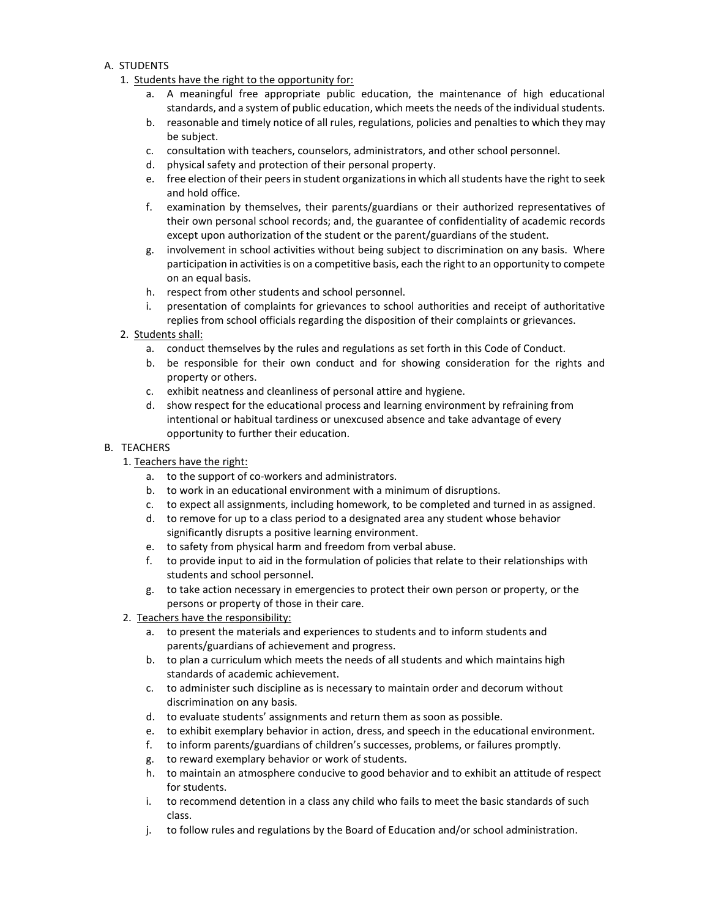A. STUDENTS

1. <u>Students have the right to the opportunity for:</u>
   a. A meaningful free appropriate public education, the maintenance of high educational standards, and a system of public education, which meets the needs of the individual students.
   b. reasonable and timely notice of all rules, regulations, policies and penalties to which they may be subject.
   c. consultation with teachers, counselors, administrators, and other school personnel.
   d. physical safety and protection of their personal property.
   e. free election of their peers in student organizations in which all students have the right to seek and hold office.
   f. examination by themselves, their parents/guardians or their authorized representatives of their own personal school records; and, the guarantee of confidentiality of academic records except upon authorization of the student or the parent/guardians of the student.
   g. involvement in school activities without being subject to discrimination on any basis. Where participation in activities is on a competitive basis, each the right to an opportunity to compete on an equal basis.
   h. respect from other students and school personnel.
   i. presentation of complaints for grievances to school authorities and receipt of authoritative replies from school officials regarding the disposition of their complaints or grievances.
2. <u>Students shall:</u>
   a. conduct themselves by the rules and regulations as set forth in this Code of Conduct.
   b. be responsible for their own conduct and for showing consideration for the rights and property or others.
   c. exhibit neatness and cleanliness of personal attire and hygiene.
   d. show respect for the educational process and learning environment by refraining from intentional or habitual tardiness or unexcused absence and take advantage of every opportunity to further their education.

B. TEACHERS

1. <u>Teachers have the right:</u>
   a. to the support of co-workers and administrators.
   b. to work in an educational environment with a minimum of disruptions.
   c. to expect all assignments, including homework, to be completed and turned in as assigned.
   d. to remove for up to a class period to a designated area any student whose behavior significantly disrupts a positive learning environment.
   e. to safety from physical harm and freedom from verbal abuse.
   f. to provide input to aid in the formulation of policies that relate to their relationships with students and school personnel.
   g. to take action necessary in emergencies to protect their own person or property, or the persons or property of those in their care.
2. <u>Teachers have the responsibility:</u>
   a. to present the materials and experiences to students and to inform students and parents/guardians of achievement and progress.
   b. to plan a curriculum which meets the needs of all students and which maintains high standards of academic achievement.
   c. to administer such discipline as is necessary to maintain order and decorum without discrimination on any basis.
   d. to evaluate students' assignments and return them as soon as possible.
   e. to exhibit exemplary behavior in action, dress, and speech in the educational environment.
   f. to inform parents/guardians of children's successes, problems, or failures promptly.
   g. to reward exemplary behavior or work of students.
   h. to maintain an atmosphere conducive to good behavior and to exhibit an attitude of respect for students.
   i. to recommend detention in a class any child who fails to meet the basic standards of such class.
   j. to follow rules and regulations by the Board of Education and/or school administration.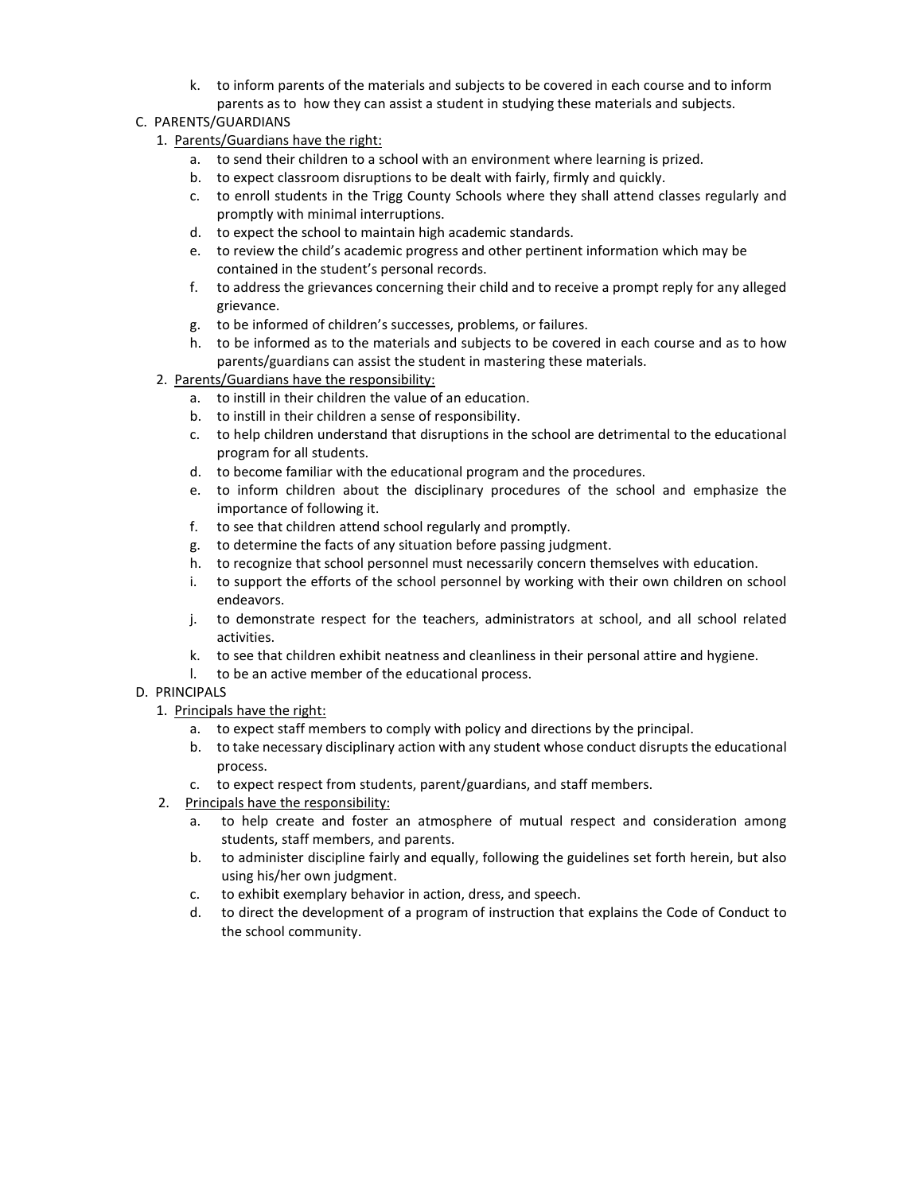k. to inform parents of the materials and subjects to be covered in each course and to inform parents as to how they can assist a student in studying these materials and subjects.

C. PARENTS/GUARDIANS

1. Parents/Guardians have the right:
   a. to send their children to a school with an environment where learning is prized.
   b. to expect classroom disruptions to be dealt with fairly, firmly and quickly.
   c. to enroll students in the Trigg County Schools where they shall attend classes regularly and promptly with minimal interruptions.
   d. to expect the school to maintain high academic standards.
   e. to review the child's academic progress and other pertinent information which may be contained in the student's personal records.
   f. to address the grievances concerning their child and to receive a prompt reply for any alleged grievance.
   g. to be informed of children's successes, problems, or failures.
   h. to be informed as to the materials and subjects to be covered in each course and as to how parents/guardians can assist the student in mastering these materials.
2. Parents/Guardians have the responsibility:
   a. to instill in their children the value of an education.
   b. to instill in their children a sense of responsibility.
   c. to help children understand that disruptions in the school are detrimental to the educational program for all students.
   d. to become familiar with the educational program and the procedures.
   e. to inform children about the disciplinary procedures of the school and emphasize the importance of following it.
   f. to see that children attend school regularly and promptly.
   g. to determine the facts of any situation before passing judgment.
   h. to recognize that school personnel must necessarily concern themselves with education.
   i. to support the efforts of the school personnel by working with their own children on school endeavors.
   j. to demonstrate respect for the teachers, administrators at school, and all school related activities.
   k. to see that children exhibit neatness and cleanliness in their personal attire and hygiene.
   l. to be an active member of the educational process.

D. PRINCIPALS

1. Principals have the right:
   a. to expect staff members to comply with policy and directions by the principal.
   b. to take necessary disciplinary action with any student whose conduct disrupts the educational process.
   c. to expect respect from students, parent/guardians, and staff members.
2. Principals have the responsibility:
   a. to help create and foster an atmosphere of mutual respect and consideration among students, staff members, and parents.
   b. to administer discipline fairly and equally, following the guidelines set forth herein, but also using his/her own judgment.
   c. to exhibit exemplary behavior in action, dress, and speech.
   d. to direct the development of a program of instruction that explains the Code of Conduct to the school community.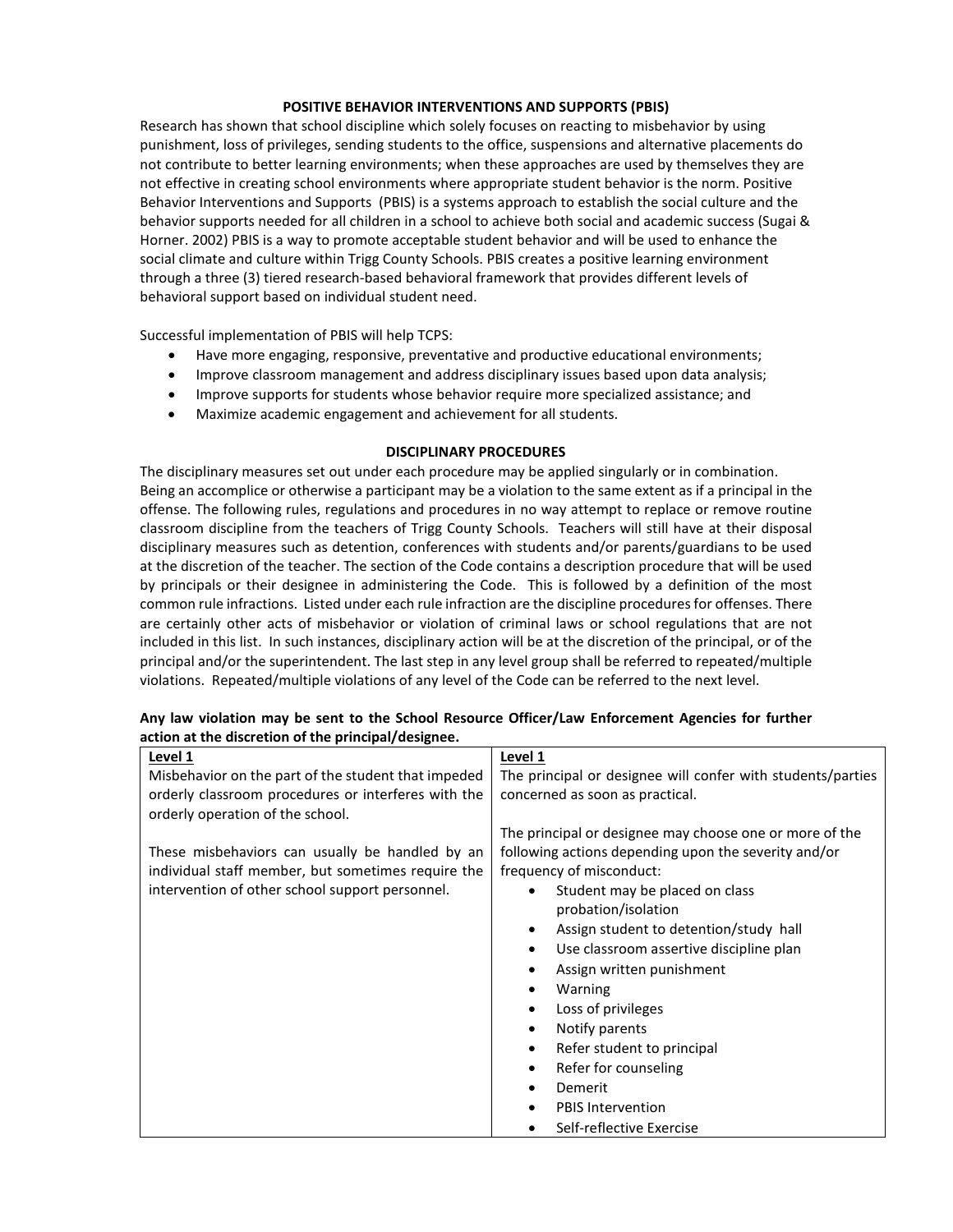## POSITIVE BEHAVIOR INTERVENTIONS AND SUPPORTS (PBIS)

Research has shown that school discipline which solely focuses on reacting to misbehavior by using punishment, loss of privileges, sending students to the office, suspensions and alternative placements do not contribute to better learning environments; when these approaches are used by themselves they are not effective in creating school environments where appropriate student behavior is the norm. Positive Behavior Interventions and Supports (PBIS) is a systems approach to establish the social culture and the behavior supports needed for all children in a school to achieve both social and academic success (Sugai & Horner. 2002) PBIS is a way to promote acceptable student behavior and will be used to enhance the social climate and culture within Trigg County Schools. PBIS creates a positive learning environment through a three (3) tiered research-based behavioral framework that provides different levels of behavioral support based on individual student need.

Successful implementation of PBIS will help TCPS:

- Have more engaging, responsive, preventative and productive educational environments;
- Improve classroom management and address disciplinary issues based upon data analysis;
- Improve supports for students whose behavior require more specialized assistance; and
- Maximize academic engagement and achievement for all students.

## DISCIPLINARY PROCEDURES

The disciplinary measures set out under each procedure may be applied singularly or in combination. Being an accomplice or otherwise a participant may be a violation to the same extent as if a principal in the offense. The following rules, regulations and procedures in no way attempt to replace or remove routine classroom discipline from the teachers of Trigg County Schools. Teachers will still have at their disposal disciplinary measures such as detention, conferences with students and/or parents/guardians to be used at the discretion of the teacher. The section of the Code contains a description procedure that will be used by principals or their designee in administering the Code. This is followed by a definition of the most common rule infractions. Listed under each rule infraction are the discipline procedures for offenses. There are certainly other acts of misbehavior or violation of criminal laws or school regulations that are not included in this list. In such instances, disciplinary action will be at the discretion of the principal, or of the principal and/or the superintendent. The last step in any level group shall be referred to repeated/multiple violations. Repeated/multiple violations of any level of the Code can be referred to the next level.

**Any law violation may be sent to the School Resource Officer/Law Enforcement Agencies for further action at the discretion of the principal/designee.**

| <u>Level 1</u> | <u>Level 1</u> |
|---|---|
| Misbehavior on the part of the student that impeded orderly classroom procedures or interferes with the orderly operation of the school.<br><br>These misbehaviors can usually be handled by an individual staff member, but sometimes require the intervention of other school support personnel. | The principal or designee will confer with students/parties concerned as soon as practical.<br><br>The principal or designee may choose one or more of the following actions depending upon the severity and/or frequency of misconduct:<br>• Student may be placed on class probation/isolation<br>• Assign student to detention/study hall<br>• Use classroom assertive discipline plan<br>• Assign written punishment<br>• Warning<br>• Loss of privileges<br>• Notify parents<br>• Refer student to principal<br>• Refer for counseling<br>• Demerit<br>• PBIS Intervention<br>• Self-reflective Exercise |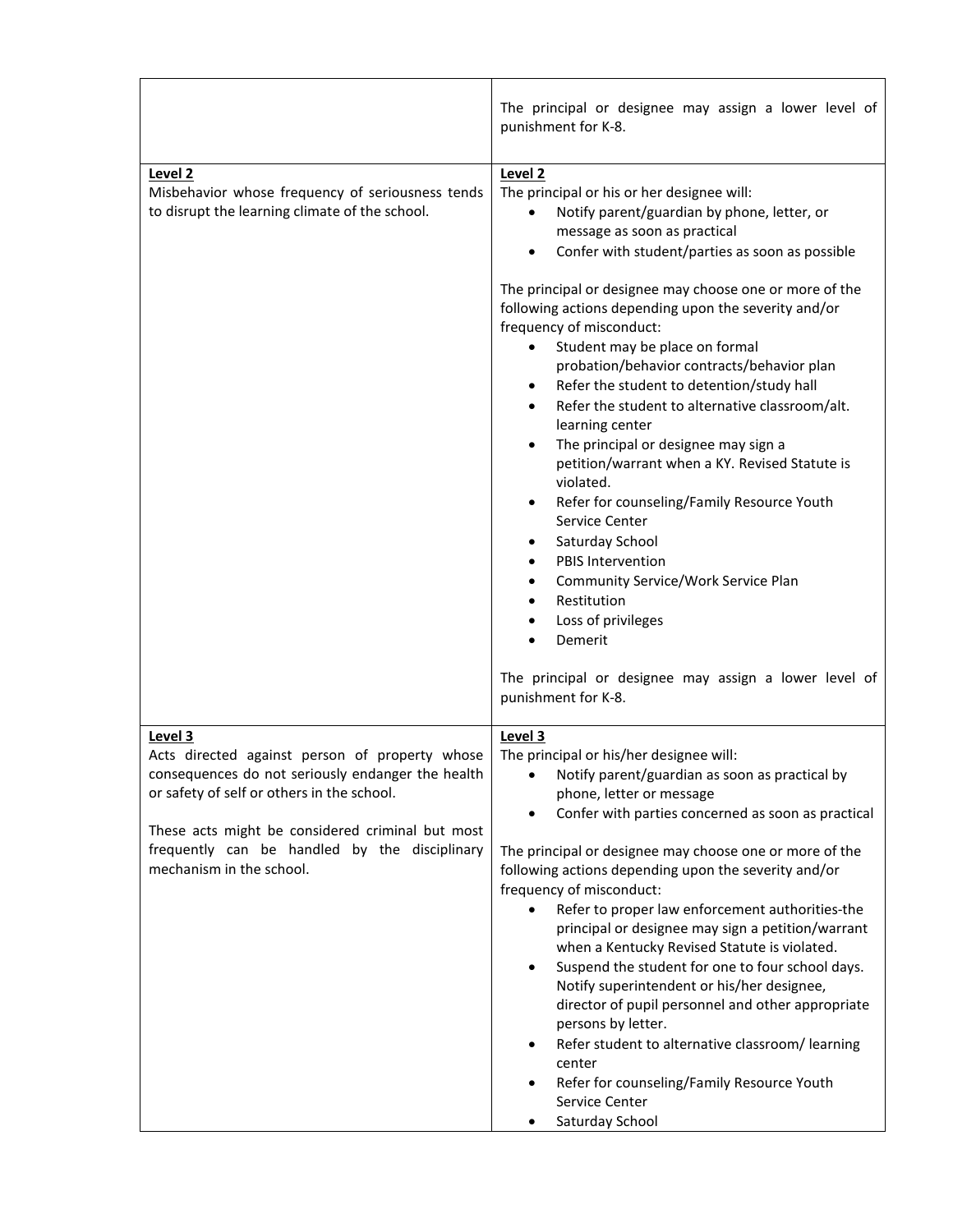| | |
|---|---|
| | The principal or designee may assign a lower level of punishment for K-8. |
| **Level 2**<br>Misbehavior whose frequency of seriousness tends to disrupt the learning climate of the school. | **Level 2**<br>The principal or his or her designee will:<br>• Notify parent/guardian by phone, letter, or message as soon as practical<br>• Confer with student/parties as soon as possible<br><br>The principal or designee may choose one or more of the following actions depending upon the severity and/or frequency of misconduct:<br>• Student may be place on formal probation/behavior contracts/behavior plan<br>• Refer the student to detention/study hall<br>• Refer the student to alternative classroom/alt. learning center<br>• The principal or designee may sign a petition/warrant when a KY. Revised Statute is violated.<br>• Refer for counseling/Family Resource Youth Service Center<br>• Saturday School<br>• PBIS Intervention<br>• Community Service/Work Service Plan<br>• Restitution<br>• Loss of privileges<br>• Demerit<br><br>The principal or designee may assign a lower level of punishment for K-8. |
| **Level 3**<br>Acts directed against person of property whose consequences do not seriously endanger the health or safety of self or others in the school.<br><br>These acts might be considered criminal but most frequently can be handled by the disciplinary mechanism in the school. | **Level 3**<br>The principal or his/her designee will:<br>• Notify parent/guardian as soon as practical by phone, letter or message<br>• Confer with parties concerned as soon as practical<br><br>The principal or designee may choose one or more of the following actions depending upon the severity and/or frequency of misconduct:<br>• Refer to proper law enforcement authorities-the principal or designee may sign a petition/warrant when a Kentucky Revised Statute is violated.<br>• Suspend the student for one to four school days. Notify superintendent or his/her designee, director of pupil personnel and other appropriate persons by letter.<br>• Refer student to alternative classroom/ learning center<br>• Refer for counseling/Family Resource Youth Service Center<br>• Saturday School |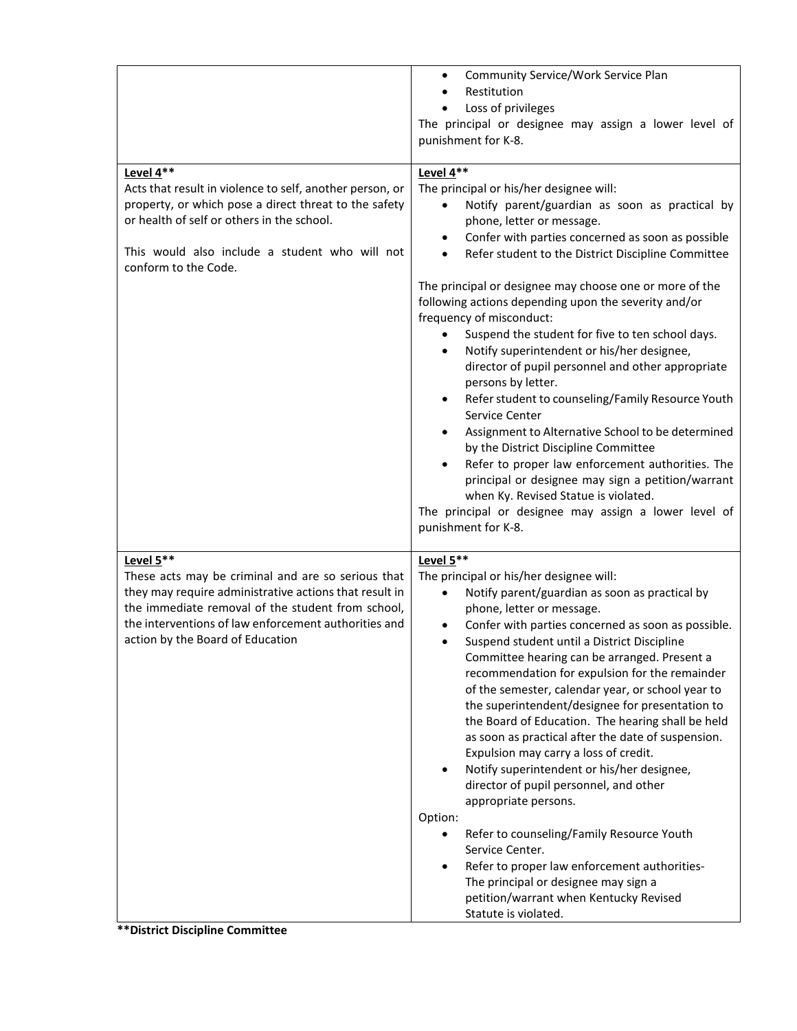| | |
|---|---|
| | • Community Service/Work Service Plan<br>• Restitution<br>• Loss of privileges<br>The principal or designee may assign a lower level of punishment for K-8. |
| **Level 4****<br>Acts that result in violence to self, another person, or property, or which pose a direct threat to the safety or health of self or others in the school.<br><br>This would also include a student who will not conform to the Code. | **Level 4****<br>The principal or his/her designee will:<br>• Notify parent/guardian as soon as practical by phone, letter or message.<br>• Confer with parties concerned as soon as possible<br>• Refer student to the District Discipline Committee<br><br>The principal or designee may choose one or more of the following actions depending upon the severity and/or frequency of misconduct:<br>• Suspend the student for five to ten school days.<br>• Notify superintendent or his/her designee, director of pupil personnel and other appropriate persons by letter.<br>• Refer student to counseling/Family Resource Youth Service Center<br>• Assignment to Alternative School to be determined by the District Discipline Committee<br>• Refer to proper law enforcement authorities. The principal or designee may sign a petition/warrant when Ky. Revised Statue is violated.<br>The principal or designee may assign a lower level of punishment for K-8. |
| **Level 5****<br>These acts may be criminal and are so serious that they may require administrative actions that result in the immediate removal of the student from school, the interventions of law enforcement authorities and action by the Board of Education | **Level 5****<br>The principal or his/her designee will:<br>• Notify parent/guardian as soon as practical by phone, letter or message.<br>• Confer with parties concerned as soon as possible.<br>• Suspend student until a District Discipline Committee hearing can be arranged. Present a recommendation for expulsion for the remainder of the semester, calendar year, or school year to the superintendent/designee for presentation to the Board of Education. The hearing shall be held as soon as practical after the date of suspension. Expulsion may carry a loss of credit.<br>• Notify superintendent or his/her designee, director of pupil personnel, and other appropriate persons.<br>Option:<br>• Refer to counseling/Family Resource Youth Service Center.<br>• Refer to proper law enforcement authorities- The principal or designee may sign a petition/warrant when Kentucky Revised Statute is violated. |

****District Discipline Committee**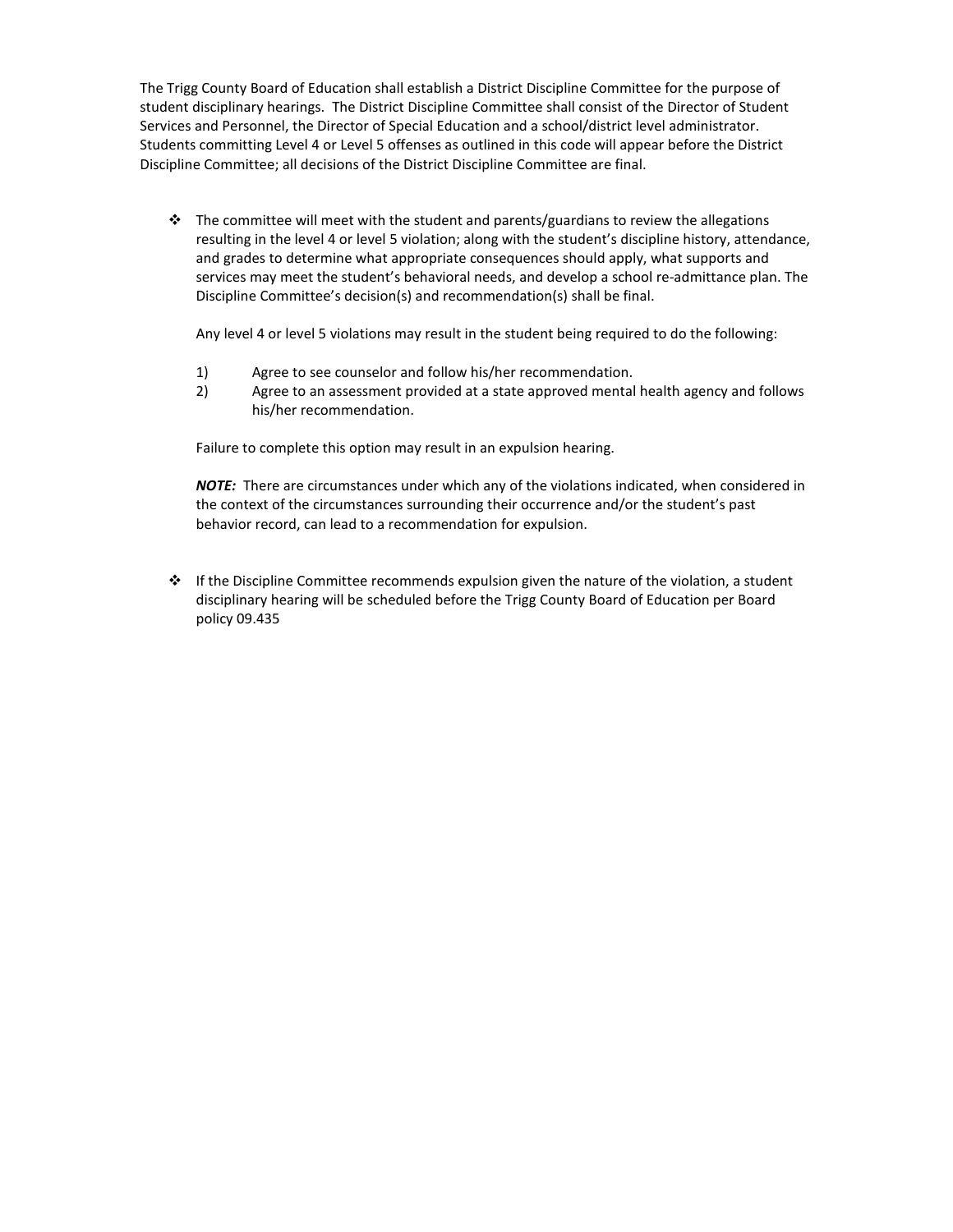The Trigg County Board of Education shall establish a District Discipline Committee for the purpose of student disciplinary hearings. The District Discipline Committee shall consist of the Director of Student Services and Personnel, the Director of Special Education and a school/district level administrator. Students committing Level 4 or Level 5 offenses as outlined in this code will appear before the District Discipline Committee; all decisions of the District Discipline Committee are final.

- The committee will meet with the student and parents/guardians to review the allegations resulting in the level 4 or level 5 violation; along with the student's discipline history, attendance, and grades to determine what appropriate consequences should apply, what supports and services may meet the student's behavioral needs, and develop a school re-admittance plan. The Discipline Committee's decision(s) and recommendation(s) shall be final.

  Any level 4 or level 5 violations may result in the student being required to do the following:

  1) Agree to see counselor and follow his/her recommendation.
  2) Agree to an assessment provided at a state approved mental health agency and follows his/her recommendation.

  Failure to complete this option may result in an expulsion hearing.

  ***NOTE:*** There are circumstances under which any of the violations indicated, when considered in the context of the circumstances surrounding their occurrence and/or the student's past behavior record, can lead to a recommendation for expulsion.

- If the Discipline Committee recommends expulsion given the nature of the violation, a student disciplinary hearing will be scheduled before the Trigg County Board of Education per Board policy 09.435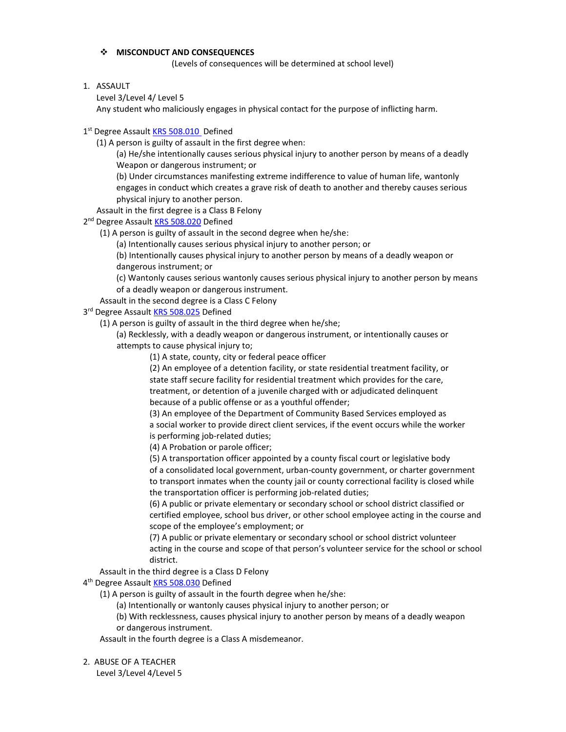## ❖ MISCONDUCT AND CONSEQUENCES

(Levels of consequences will be determined at school level)

1. ASSAULT

   Level 3/Level 4/ Level 5

   Any student who maliciously engages in physical contact for the purpose of inflicting harm.

1st Degree Assault KRS 508.010 Defined

(1) A person is guilty of assault in the first degree when:

(a) He/she intentionally causes serious physical injury to another person by means of a deadly Weapon or dangerous instrument; or

(b) Under circumstances manifesting extreme indifference to value of human life, wantonly engages in conduct which creates a grave risk of death to another and thereby causes serious physical injury to another person.

Assault in the first degree is a Class B Felony

2nd Degree Assault KRS 508.020 Defined

(1) A person is guilty of assault in the second degree when he/she:

(a) Intentionally causes serious physical injury to another person; or

(b) Intentionally causes physical injury to another person by means of a deadly weapon or dangerous instrument; or

(c) Wantonly causes serious wantonly causes serious physical injury to another person by means of a deadly weapon or dangerous instrument.

Assault in the second degree is a Class C Felony

3rd Degree Assault KRS 508.025 Defined

(1) A person is guilty of assault in the third degree when he/she;

(a) Recklessly, with a deadly weapon or dangerous instrument, or intentionally causes or attempts to cause physical injury to;

(1) A state, county, city or federal peace officer

(2) An employee of a detention facility, or state residential treatment facility, or state staff secure facility for residential treatment which provides for the care, treatment, or detention of a juvenile charged with or adjudicated delinquent because of a public offense or as a youthful offender;

(3) An employee of the Department of Community Based Services employed as a social worker to provide direct client services, if the event occurs while the worker is performing job-related duties;

(4) A Probation or parole officer;

(5) A transportation officer appointed by a county fiscal court or legislative body of a consolidated local government, urban-county government, or charter government to transport inmates when the county jail or county correctional facility is closed while the transportation officer is performing job-related duties;

(6) A public or private elementary or secondary school or school district classified or certified employee, school bus driver, or other school employee acting in the course and scope of the employee's employment; or

(7) A public or private elementary or secondary school or school district volunteer acting in the course and scope of that person's volunteer service for the school or school district.

Assault in the third degree is a Class D Felony

4th Degree Assault KRS 508.030 Defined

(1) A person is guilty of assault in the fourth degree when he/she:

(a) Intentionally or wantonly causes physical injury to another person; or

(b) With recklessness, causes physical injury to another person by means of a deadly weapon or dangerous instrument.

Assault in the fourth degree is a Class A misdemeanor.

2. ABUSE OF A TEACHER

   Level 3/Level 4/Level 5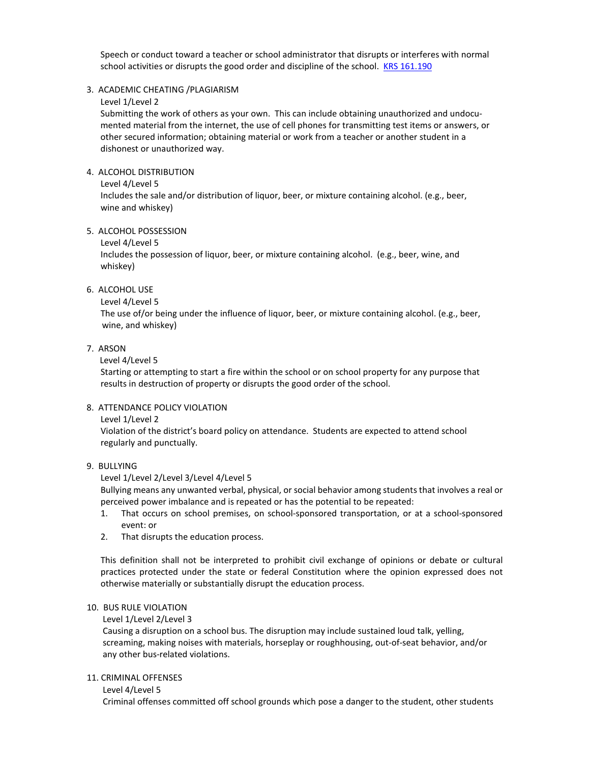Speech or conduct toward a teacher or school administrator that disrupts or interferes with normal school activities or disrupts the good order and discipline of the school. [KRS 161.190](KRS 161.190)

3. ACADEMIC CHEATING /PLAGIARISM

   Level 1/Level 2

   Submitting the work of others as your own. This can include obtaining unauthorized and undocumented material from the internet, the use of cell phones for transmitting test items or answers, or other secured information; obtaining material or work from a teacher or another student in a dishonest or unauthorized way.

4. ALCOHOL DISTRIBUTION

   Level 4/Level 5

   Includes the sale and/or distribution of liquor, beer, or mixture containing alcohol. (e.g., beer, wine and whiskey)

5. ALCOHOL POSSESSION

   Level 4/Level 5

   Includes the possession of liquor, beer, or mixture containing alcohol. (e.g., beer, wine, and whiskey)

6. ALCOHOL USE

   Level 4/Level 5

   The use of/or being under the influence of liquor, beer, or mixture containing alcohol. (e.g., beer, wine, and whiskey)

7. ARSON

   Level 4/Level 5

   Starting or attempting to start a fire within the school or on school property for any purpose that results in destruction of property or disrupts the good order of the school.

8. ATTENDANCE POLICY VIOLATION

   Level 1/Level 2

   Violation of the district's board policy on attendance. Students are expected to attend school regularly and punctually.

9. BULLYING

   Level 1/Level 2/Level 3/Level 4/Level 5

   Bullying means any unwanted verbal, physical, or social behavior among students that involves a real or perceived power imbalance and is repeated or has the potential to be repeated:

   1. That occurs on school premises, on school-sponsored transportation, or at a school-sponsored event: or
   2. That disrupts the education process.

   This definition shall not be interpreted to prohibit civil exchange of opinions or debate or cultural practices protected under the state or federal Constitution where the opinion expressed does not otherwise materially or substantially disrupt the education process.

10. BUS RULE VIOLATION

    Level 1/Level 2/Level 3

    Causing a disruption on a school bus. The disruption may include sustained loud talk, yelling, screaming, making noises with materials, horseplay or roughhousing, out-of-seat behavior, and/or any other bus-related violations.

11. CRIMINAL OFFENSES

    Level 4/Level 5

    Criminal offenses committed off school grounds which pose a danger to the student, other students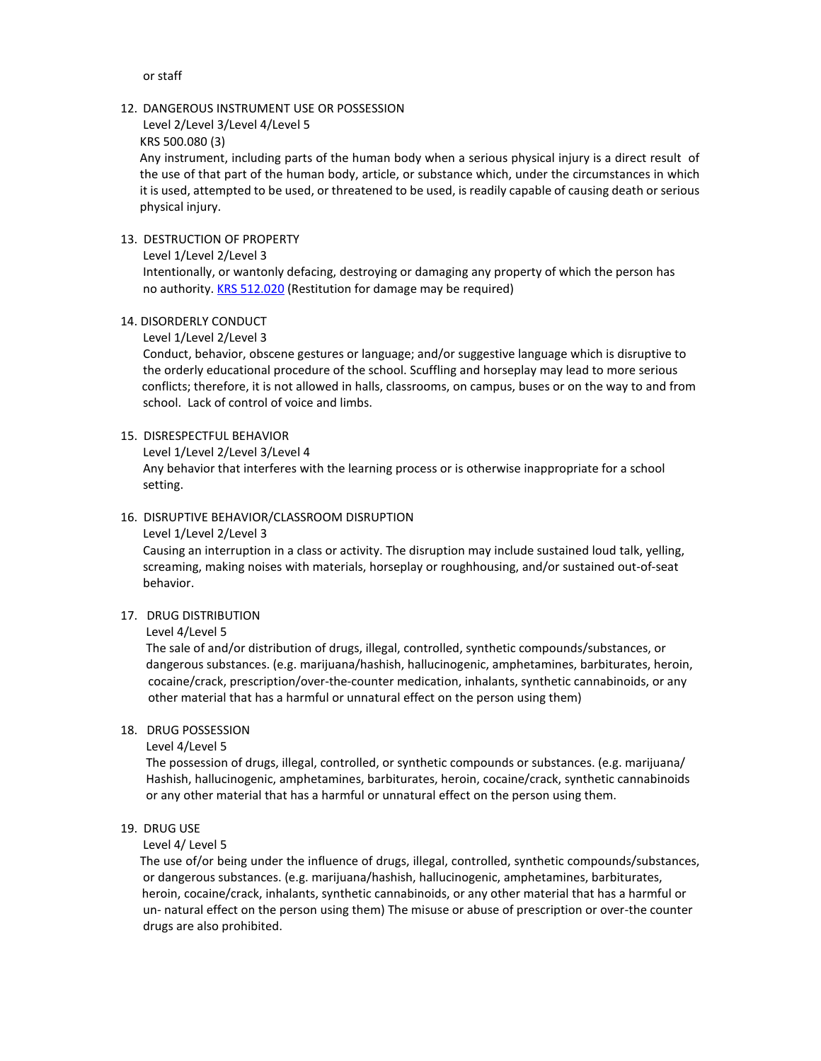or staff

12. DANGEROUS INSTRUMENT USE OR POSSESSION

    Level 2/Level 3/Level 4/Level 5

    KRS 500.080 (3)

    Any instrument, including parts of the human body when a serious physical injury is a direct result of the use of that part of the human body, article, or substance which, under the circumstances in which it is used, attempted to be used, or threatened to be used, is readily capable of causing death or serious physical injury.

13. DESTRUCTION OF PROPERTY

    Level 1/Level 2/Level 3

    Intentionally, or wantonly defacing, destroying or damaging any property of which the person has no authority. KRS 512.020 (Restitution for damage may be required)

14. DISORDERLY CONDUCT

    Level 1/Level 2/Level 3

    Conduct, behavior, obscene gestures or language; and/or suggestive language which is disruptive to the orderly educational procedure of the school. Scuffling and horseplay may lead to more serious conflicts; therefore, it is not allowed in halls, classrooms, on campus, buses or on the way to and from school. Lack of control of voice and limbs.

15. DISRESPECTFUL BEHAVIOR

    Level 1/Level 2/Level 3/Level 4

    Any behavior that interferes with the learning process or is otherwise inappropriate for a school setting.

16. DISRUPTIVE BEHAVIOR/CLASSROOM DISRUPTION

    Level 1/Level 2/Level 3

    Causing an interruption in a class or activity. The disruption may include sustained loud talk, yelling, screaming, making noises with materials, horseplay or roughhousing, and/or sustained out-of-seat behavior.

17. DRUG DISTRIBUTION

    Level 4/Level 5

    The sale of and/or distribution of drugs, illegal, controlled, synthetic compounds/substances, or dangerous substances. (e.g. marijuana/hashish, hallucinogenic, amphetamines, barbiturates, heroin, cocaine/crack, prescription/over-the-counter medication, inhalants, synthetic cannabinoids, or any other material that has a harmful or unnatural effect on the person using them)

18. DRUG POSSESSION

    Level 4/Level 5

    The possession of drugs, illegal, controlled, or synthetic compounds or substances. (e.g. marijuana/ Hashish, hallucinogenic, amphetamines, barbiturates, heroin, cocaine/crack, synthetic cannabinoids or any other material that has a harmful or unnatural effect on the person using them.

19. DRUG USE

    Level 4/ Level 5

    The use of/or being under the influence of drugs, illegal, controlled, synthetic compounds/substances, or dangerous substances. (e.g. marijuana/hashish, hallucinogenic, amphetamines, barbiturates, heroin, cocaine/crack, inhalants, synthetic cannabinoids, or any other material that has a harmful or un- natural effect on the person using them) The misuse or abuse of prescription or over-the counter drugs are also prohibited.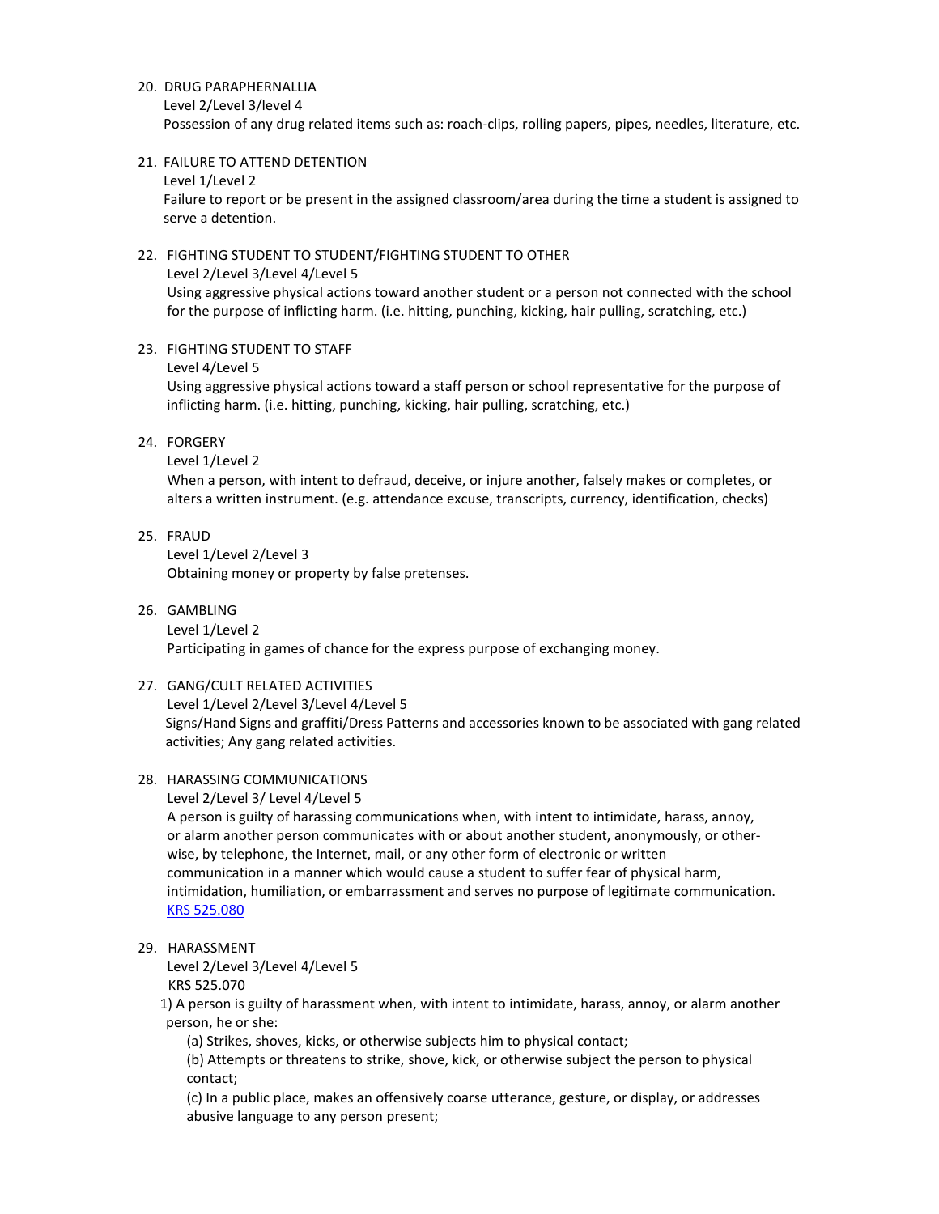20. DRUG PARAPHERNALLIA
    Level 2/Level 3/level 4
    Possession of any drug related items such as: roach-clips, rolling papers, pipes, needles, literature, etc.

21. FAILURE TO ATTEND DETENTION
    Level 1/Level 2
    Failure to report or be present in the assigned classroom/area during the time a student is assigned to serve a detention.

22. FIGHTING STUDENT TO STUDENT/FIGHTING STUDENT TO OTHER
    Level 2/Level 3/Level 4/Level 5
    Using aggressive physical actions toward another student or a person not connected with the school for the purpose of inflicting harm. (i.e. hitting, punching, kicking, hair pulling, scratching, etc.)

23. FIGHTING STUDENT TO STAFF
    Level 4/Level 5
    Using aggressive physical actions toward a staff person or school representative for the purpose of inflicting harm. (i.e. hitting, punching, kicking, hair pulling, scratching, etc.)

24. FORGERY
    Level 1/Level 2
    When a person, with intent to defraud, deceive, or injure another, falsely makes or completes, or alters a written instrument. (e.g. attendance excuse, transcripts, currency, identification, checks)

25. FRAUD
    Level 1/Level 2/Level 3
    Obtaining money or property by false pretenses.

26. GAMBLING
    Level 1/Level 2
    Participating in games of chance for the express purpose of exchanging money.

27. GANG/CULT RELATED ACTIVITIES
    Level 1/Level 2/Level 3/Level 4/Level 5
    Signs/Hand Signs and graffiti/Dress Patterns and accessories known to be associated with gang related activities; Any gang related activities.

28. HARASSING COMMUNICATIONS
    Level 2/Level 3/ Level 4/Level 5
    A person is guilty of harassing communications when, with intent to intimidate, harass, annoy, or alarm another person communicates with or about another student, anonymously, or otherwise, by telephone, the Internet, mail, or any other form of electronic or written communication in a manner which would cause a student to suffer fear of physical harm, intimidation, humiliation, or embarrassment and serves no purpose of legitimate communication. KRS 525.080

29. HARASSMENT
    Level 2/Level 3/Level 4/Level 5
    KRS 525.070
    1) A person is guilty of harassment when, with intent to intimidate, harass, annoy, or alarm another person, he or she:
    (a) Strikes, shoves, kicks, or otherwise subjects him to physical contact;
    (b) Attempts or threatens to strike, shove, kick, or otherwise subject the person to physical contact;
    (c) In a public place, makes an offensively coarse utterance, gesture, or display, or addresses abusive language to any person present;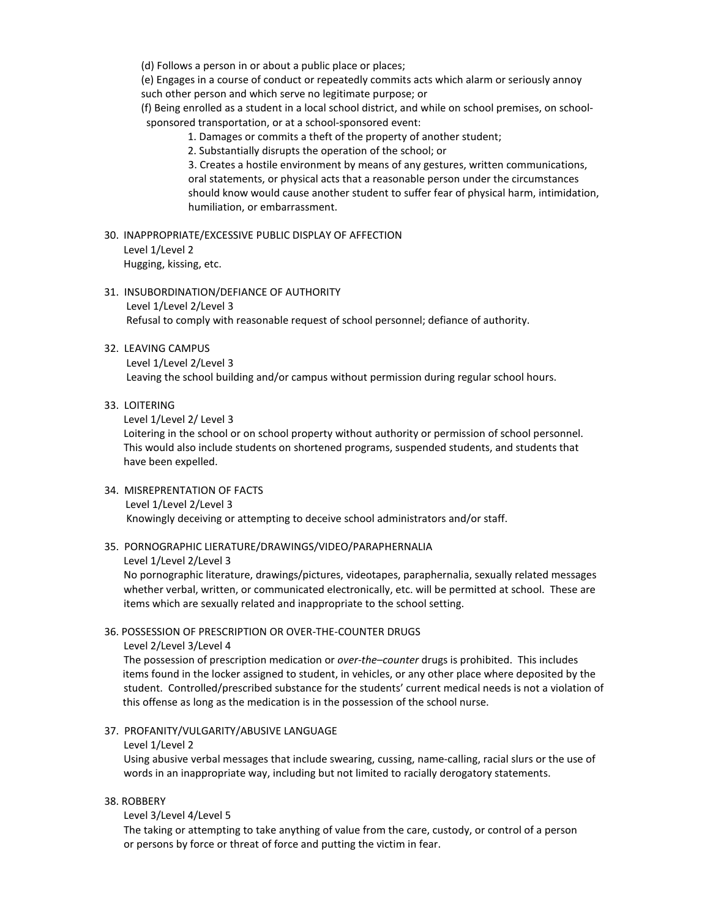(d) Follows a person in or about a public place or places;

(e) Engages in a course of conduct or repeatedly commits acts which alarm or seriously annoy such other person and which serve no legitimate purpose; or

(f) Being enrolled as a student in a local school district, and while on school premises, on school-sponsored transportation, or at a school-sponsored event:

1. Damages or commits a theft of the property of another student;
2. Substantially disrupts the operation of the school; or
3. Creates a hostile environment by means of any gestures, written communications, oral statements, or physical acts that a reasonable person under the circumstances should know would cause another student to suffer fear of physical harm, intimidation, humiliation, or embarrassment.

30. INAPPROPRIATE/EXCESSIVE PUBLIC DISPLAY OF AFFECTION

Level 1/Level 2

Hugging, kissing, etc.

31. INSUBORDINATION/DEFIANCE OF AUTHORITY

Level 1/Level 2/Level 3

Refusal to comply with reasonable request of school personnel; defiance of authority.

32. LEAVING CAMPUS

Level 1/Level 2/Level 3

Leaving the school building and/or campus without permission during regular school hours.

33. LOITERING

Level 1/Level 2/ Level 3

Loitering in the school or on school property without authority or permission of school personnel. This would also include students on shortened programs, suspended students, and students that have been expelled.

34. MISREPRENTATION OF FACTS

Level 1/Level 2/Level 3

Knowingly deceiving or attempting to deceive school administrators and/or staff.

35. PORNOGRAPHIC LIERATURE/DRAWINGS/VIDEO/PARAPHERNALIA

Level 1/Level 2/Level 3

No pornographic literature, drawings/pictures, videotapes, paraphernalia, sexually related messages whether verbal, written, or communicated electronically, etc. will be permitted at school. These are items which are sexually related and inappropriate to the school setting.

36. POSSESSION OF PRESCRIPTION OR OVER-THE-COUNTER DRUGS

Level 2/Level 3/Level 4

The possession of prescription medication or *over-the–counter* drugs is prohibited. This includes items found in the locker assigned to student, in vehicles, or any other place where deposited by the student. Controlled/prescribed substance for the students' current medical needs is not a violation of this offense as long as the medication is in the possession of the school nurse.

37. PROFANITY/VULGARITY/ABUSIVE LANGUAGE

Level 1/Level 2

Using abusive verbal messages that include swearing, cussing, name-calling, racial slurs or the use of words in an inappropriate way, including but not limited to racially derogatory statements.

38. ROBBERY

Level 3/Level 4/Level 5

The taking or attempting to take anything of value from the care, custody, or control of a person or persons by force or threat of force and putting the victim in fear.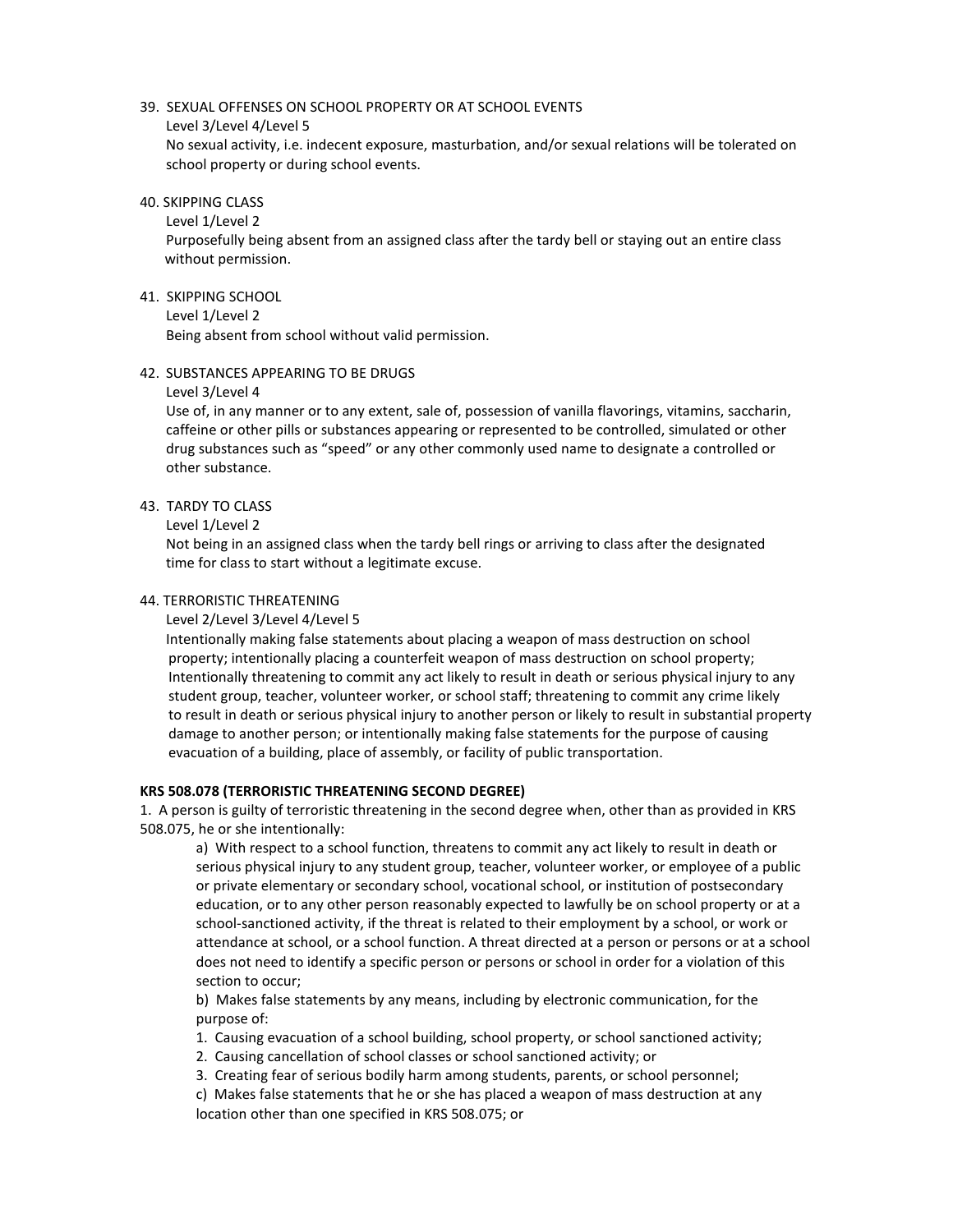39. SEXUAL OFFENSES ON SCHOOL PROPERTY OR AT SCHOOL EVENTS

    Level 3/Level 4/Level 5

    No sexual activity, i.e. indecent exposure, masturbation, and/or sexual relations will be tolerated on school property or during school events.

40. SKIPPING CLASS

    Level 1/Level 2

    Purposefully being absent from an assigned class after the tardy bell or staying out an entire class without permission.

41. SKIPPING SCHOOL

    Level 1/Level 2

    Being absent from school without valid permission.

42. SUBSTANCES APPEARING TO BE DRUGS

    Level 3/Level 4

    Use of, in any manner or to any extent, sale of, possession of vanilla flavorings, vitamins, saccharin, caffeine or other pills or substances appearing or represented to be controlled, simulated or other drug substances such as "speed" or any other commonly used name to designate a controlled or other substance.

43. TARDY TO CLASS

    Level 1/Level 2

    Not being in an assigned class when the tardy bell rings or arriving to class after the designated time for class to start without a legitimate excuse.

44. TERRORISTIC THREATENING

    Level 2/Level 3/Level 4/Level 5

    Intentionally making false statements about placing a weapon of mass destruction on school property; intentionally placing a counterfeit weapon of mass destruction on school property; Intentionally threatening to commit any act likely to result in death or serious physical injury to any student group, teacher, volunteer worker, or school staff; threatening to commit any crime likely to result in death or serious physical injury to another person or likely to result in substantial property damage to another person; or intentionally making false statements for the purpose of causing evacuation of a building, place of assembly, or facility of public transportation.

**KRS 508.078 (TERRORISTIC THREATENING SECOND DEGREE)**

1. A person is guilty of terroristic threatening in the second degree when, other than as provided in KRS 508.075, he or she intentionally:

    a) With respect to a school function, threatens to commit any act likely to result in death or serious physical injury to any student group, teacher, volunteer worker, or employee of a public or private elementary or secondary school, vocational school, or institution of postsecondary education, or to any other person reasonably expected to lawfully be on school property or at a school-sanctioned activity, if the threat is related to their employment by a school, or work or attendance at school, or a school function. A threat directed at a person or persons or at a school does not need to identify a specific person or persons or school in order for a violation of this section to occur;

    b) Makes false statements by any means, including by electronic communication, for the purpose of:

    1. Causing evacuation of a school building, school property, or school sanctioned activity;
    2. Causing cancellation of school classes or school sanctioned activity; or
    3. Creating fear of serious bodily harm among students, parents, or school personnel;

    c) Makes false statements that he or she has placed a weapon of mass destruction at any location other than one specified in KRS 508.075; or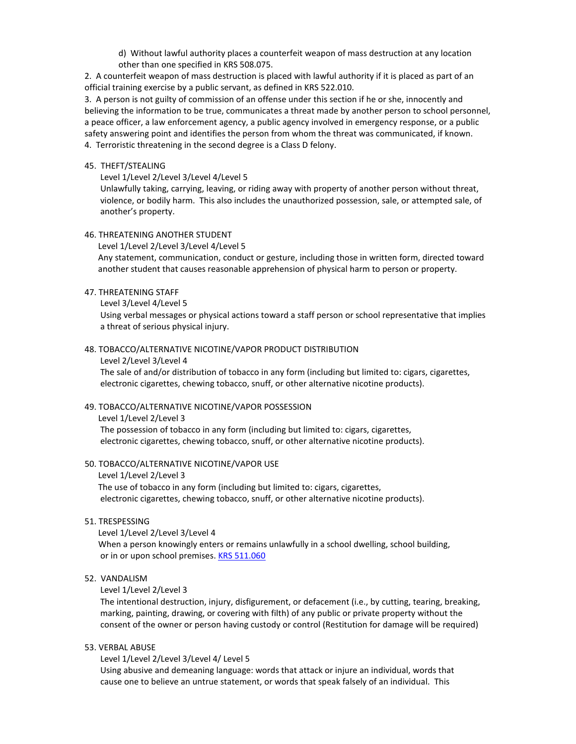d) Without lawful authority places a counterfeit weapon of mass destruction at any location other than one specified in KRS 508.075.

2. A counterfeit weapon of mass destruction is placed with lawful authority if it is placed as part of an official training exercise by a public servant, as defined in KRS 522.010.

3. A person is not guilty of commission of an offense under this section if he or she, innocently and believing the information to be true, communicates a threat made by another person to school personnel, a peace officer, a law enforcement agency, a public agency involved in emergency response, or a public safety answering point and identifies the person from whom the threat was communicated, if known.

4. Terroristic threatening in the second degree is a Class D felony.

45. THEFT/STEALING

Level 1/Level 2/Level 3/Level 4/Level 5

Unlawfully taking, carrying, leaving, or riding away with property of another person without threat, violence, or bodily harm. This also includes the unauthorized possession, sale, or attempted sale, of another's property.

46. THREATENING ANOTHER STUDENT

Level 1/Level 2/Level 3/Level 4/Level 5

Any statement, communication, conduct or gesture, including those in written form, directed toward another student that causes reasonable apprehension of physical harm to person or property.

47. THREATENING STAFF

Level 3/Level 4/Level 5

Using verbal messages or physical actions toward a staff person or school representative that implies a threat of serious physical injury.

48. TOBACCO/ALTERNATIVE NICOTINE/VAPOR PRODUCT DISTRIBUTION

Level 2/Level 3/Level 4

The sale of and/or distribution of tobacco in any form (including but limited to: cigars, cigarettes, electronic cigarettes, chewing tobacco, snuff, or other alternative nicotine products).

49. TOBACCO/ALTERNATIVE NICOTINE/VAPOR POSSESSION

Level 1/Level 2/Level 3

The possession of tobacco in any form (including but limited to: cigars, cigarettes, electronic cigarettes, chewing tobacco, snuff, or other alternative nicotine products).

50. TOBACCO/ALTERNATIVE NICOTINE/VAPOR USE

Level 1/Level 2/Level 3

The use of tobacco in any form (including but limited to: cigars, cigarettes, electronic cigarettes, chewing tobacco, snuff, or other alternative nicotine products).

51. TRESPESSING

Level 1/Level 2/Level 3/Level 4

When a person knowingly enters or remains unlawfully in a school dwelling, school building, or in or upon school premises. KRS 511.060

52. VANDALISM

Level 1/Level 2/Level 3

The intentional destruction, injury, disfigurement, or defacement (i.e., by cutting, tearing, breaking, marking, painting, drawing, or covering with filth) of any public or private property without the consent of the owner or person having custody or control (Restitution for damage will be required)

53. VERBAL ABUSE

Level 1/Level 2/Level 3/Level 4/ Level 5

Using abusive and demeaning language: words that attack or injure an individual, words that cause one to believe an untrue statement, or words that speak falsely of an individual. This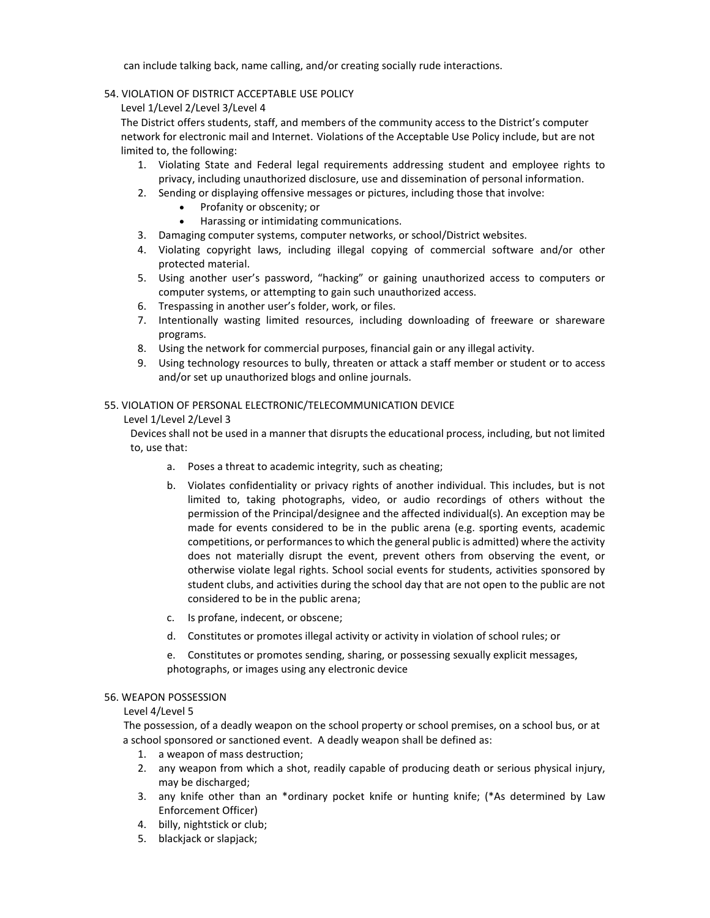can include talking back, name calling, and/or creating socially rude interactions.

54. VIOLATION OF DISTRICT ACCEPTABLE USE POLICY

Level 1/Level 2/Level 3/Level 4

The District offers students, staff, and members of the community access to the District's computer network for electronic mail and Internet. Violations of the Acceptable Use Policy include, but are not limited to, the following:

1. Violating State and Federal legal requirements addressing student and employee rights to privacy, including unauthorized disclosure, use and dissemination of personal information.
2. Sending or displaying offensive messages or pictures, including those that involve:
   - Profanity or obscenity; or
   - Harassing or intimidating communications.
3. Damaging computer systems, computer networks, or school/District websites.
4. Violating copyright laws, including illegal copying of commercial software and/or other protected material.
5. Using another user's password, "hacking" or gaining unauthorized access to computers or computer systems, or attempting to gain such unauthorized access.
6. Trespassing in another user's folder, work, or files.
7. Intentionally wasting limited resources, including downloading of freeware or shareware programs.
8. Using the network for commercial purposes, financial gain or any illegal activity.
9. Using technology resources to bully, threaten or attack a staff member or student or to access and/or set up unauthorized blogs and online journals.

55. VIOLATION OF PERSONAL ELECTRONIC/TELECOMMUNICATION DEVICE

Level 1/Level 2/Level 3

Devices shall not be used in a manner that disrupts the educational process, including, but not limited to, use that:

a. Poses a threat to academic integrity, such as cheating;

b. Violates confidentiality or privacy rights of another individual. This includes, but is not limited to, taking photographs, video, or audio recordings of others without the permission of the Principal/designee and the affected individual(s). An exception may be made for events considered to be in the public arena (e.g. sporting events, academic competitions, or performances to which the general public is admitted) where the activity does not materially disrupt the event, prevent others from observing the event, or otherwise violate legal rights. School social events for students, activities sponsored by student clubs, and activities during the school day that are not open to the public are not considered to be in the public arena;

c. Is profane, indecent, or obscene;

d. Constitutes or promotes illegal activity or activity in violation of school rules; or

e. Constitutes or promotes sending, sharing, or possessing sexually explicit messages, photographs, or images using any electronic device

56. WEAPON POSSESSION

Level 4/Level 5

The possession, of a deadly weapon on the school property or school premises, on a school bus, or at a school sponsored or sanctioned event. A deadly weapon shall be defined as:

1. a weapon of mass destruction;
2. any weapon from which a shot, readily capable of producing death or serious physical injury, may be discharged;
3. any knife other than an *ordinary pocket knife or hunting knife; (*As determined by Law Enforcement Officer)
4. billy, nightstick or club;
5. blackjack or slapjack;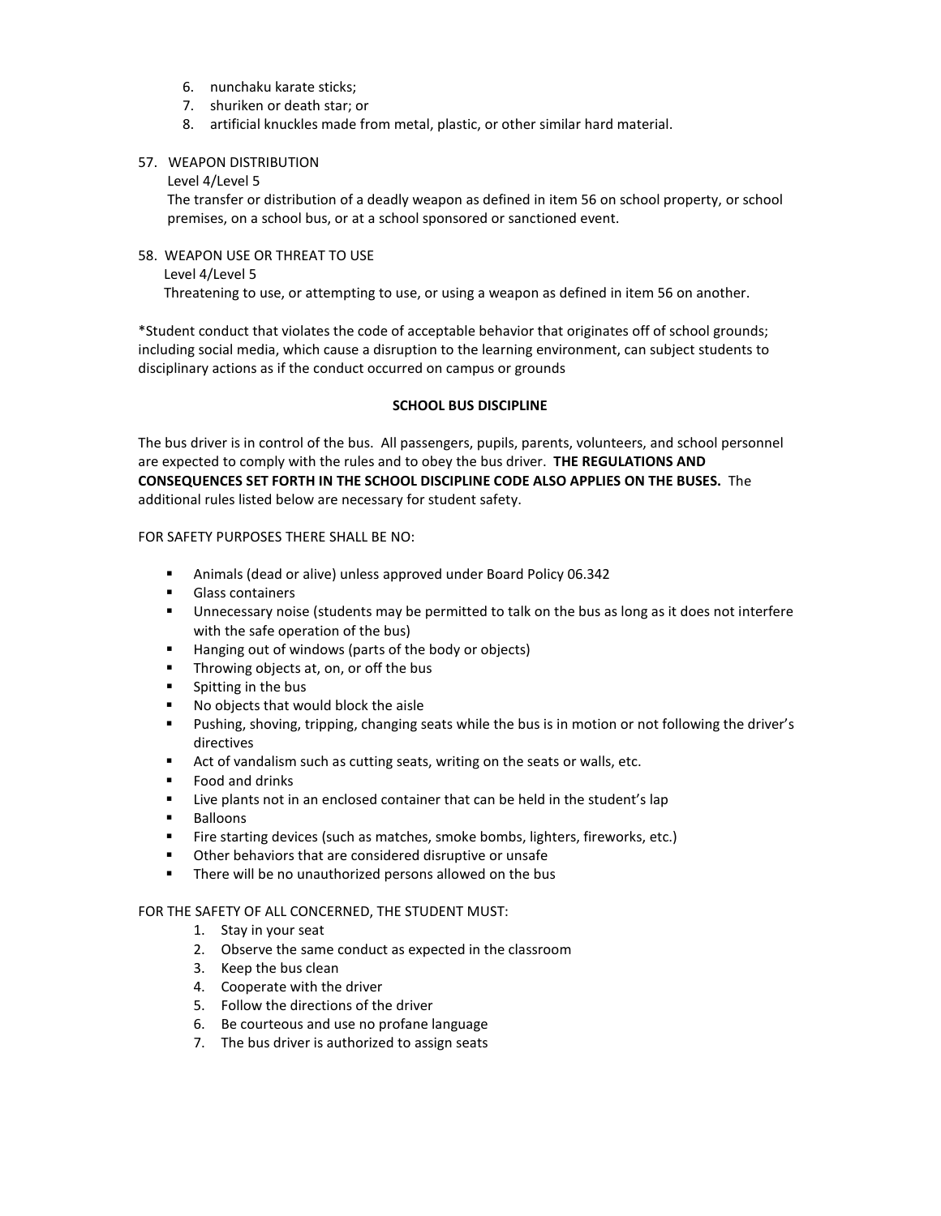6. nunchaku karate sticks;
7. shuriken or death star; or
8. artificial knuckles made from metal, plastic, or other similar hard material.

57. WEAPON DISTRIBUTION
    Level 4/Level 5
    The transfer or distribution of a deadly weapon as defined in item 56 on school property, or school premises, on a school bus, or at a school sponsored or sanctioned event.

58. WEAPON USE OR THREAT TO USE
    Level 4/Level 5
    Threatening to use, or attempting to use, or using a weapon as defined in item 56 on another.

*Student conduct that violates the code of acceptable behavior that originates off of school grounds; including social media, which cause a disruption to the learning environment, can subject students to disciplinary actions as if the conduct occurred on campus or grounds

## SCHOOL BUS DISCIPLINE

The bus driver is in control of the bus. All passengers, pupils, parents, volunteers, and school personnel are expected to comply with the rules and to obey the bus driver. **THE REGULATIONS AND CONSEQUENCES SET FORTH IN THE SCHOOL DISCIPLINE CODE ALSO APPLIES ON THE BUSES.** The additional rules listed below are necessary for student safety.

FOR SAFETY PURPOSES THERE SHALL BE NO:

- Animals (dead or alive) unless approved under Board Policy 06.342
- Glass containers
- Unnecessary noise (students may be permitted to talk on the bus as long as it does not interfere with the safe operation of the bus)
- Hanging out of windows (parts of the body or objects)
- Throwing objects at, on, or off the bus
- Spitting in the bus
- No objects that would block the aisle
- Pushing, shoving, tripping, changing seats while the bus is in motion or not following the driver's directives
- Act of vandalism such as cutting seats, writing on the seats or walls, etc.
- Food and drinks
- Live plants not in an enclosed container that can be held in the student's lap
- Balloons
- Fire starting devices (such as matches, smoke bombs, lighters, fireworks, etc.)
- Other behaviors that are considered disruptive or unsafe
- There will be no unauthorized persons allowed on the bus

FOR THE SAFETY OF ALL CONCERNED, THE STUDENT MUST:

1. Stay in your seat
2. Observe the same conduct as expected in the classroom
3. Keep the bus clean
4. Cooperate with the driver
5. Follow the directions of the driver
6. Be courteous and use no profane language
7. The bus driver is authorized to assign seats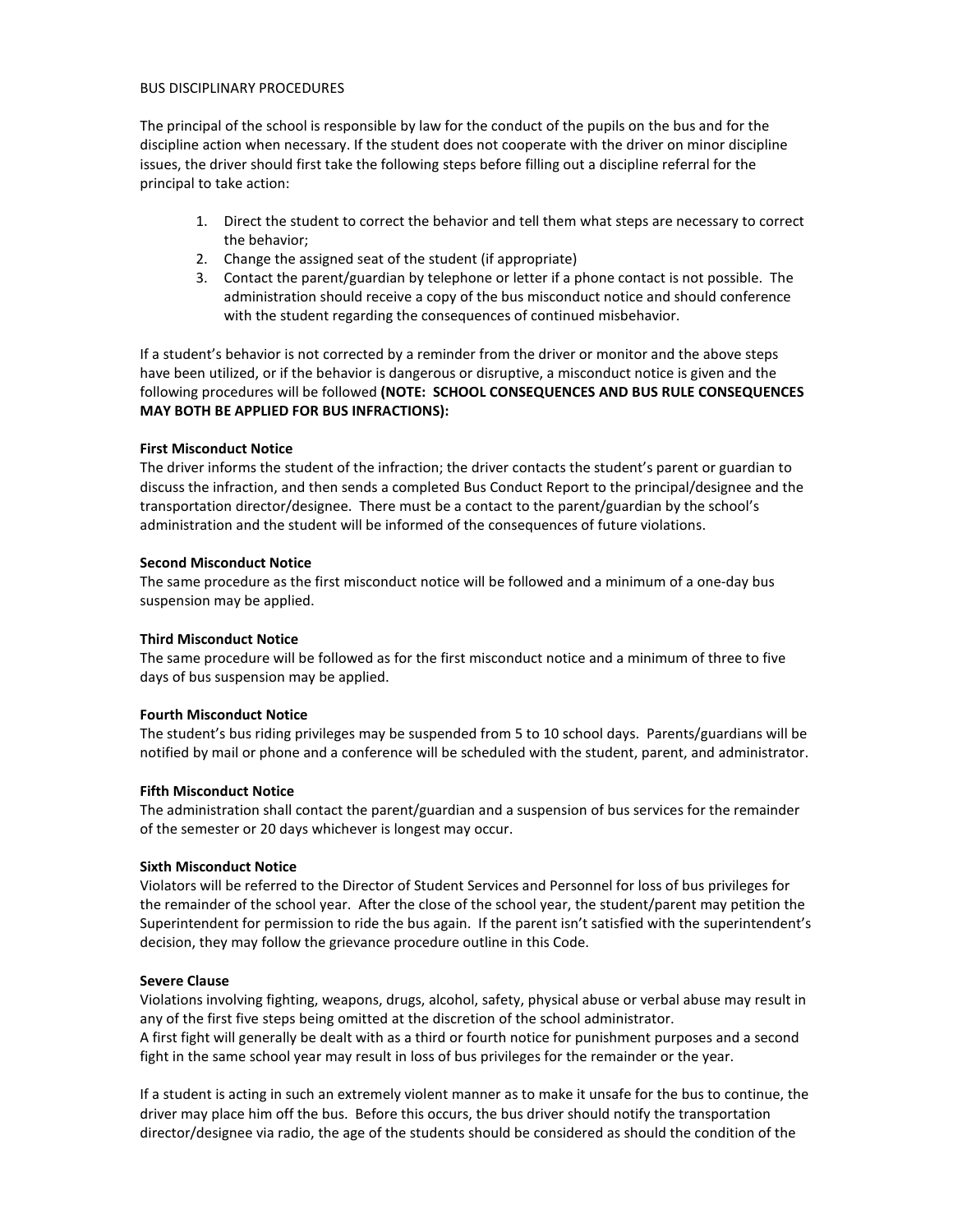BUS DISCIPLINARY PROCEDURES

The principal of the school is responsible by law for the conduct of the pupils on the bus and for the discipline action when necessary. If the student does not cooperate with the driver on minor discipline issues, the driver should first take the following steps before filling out a discipline referral for the principal to take action:

1. Direct the student to correct the behavior and tell them what steps are necessary to correct the behavior;
2. Change the assigned seat of the student (if appropriate)
3. Contact the parent/guardian by telephone or letter if a phone contact is not possible. The administration should receive a copy of the bus misconduct notice and should conference with the student regarding the consequences of continued misbehavior.

If a student's behavior is not corrected by a reminder from the driver or monitor and the above steps have been utilized, or if the behavior is dangerous or disruptive, a misconduct notice is given and the following procedures will be followed **(NOTE: SCHOOL CONSEQUENCES AND BUS RULE CONSEQUENCES MAY BOTH BE APPLIED FOR BUS INFRACTIONS):**

**First Misconduct Notice**
The driver informs the student of the infraction; the driver contacts the student's parent or guardian to discuss the infraction, and then sends a completed Bus Conduct Report to the principal/designee and the transportation director/designee. There must be a contact to the parent/guardian by the school's administration and the student will be informed of the consequences of future violations.

**Second Misconduct Notice**
The same procedure as the first misconduct notice will be followed and a minimum of a one-day bus suspension may be applied.

**Third Misconduct Notice**
The same procedure will be followed as for the first misconduct notice and a minimum of three to five days of bus suspension may be applied.

**Fourth Misconduct Notice**
The student's bus riding privileges may be suspended from 5 to 10 school days. Parents/guardians will be notified by mail or phone and a conference will be scheduled with the student, parent, and administrator.

**Fifth Misconduct Notice**
The administration shall contact the parent/guardian and a suspension of bus services for the remainder of the semester or 20 days whichever is longest may occur.

**Sixth Misconduct Notice**
Violators will be referred to the Director of Student Services and Personnel for loss of bus privileges for the remainder of the school year. After the close of the school year, the student/parent may petition the Superintendent for permission to ride the bus again. If the parent isn't satisfied with the superintendent's decision, they may follow the grievance procedure outline in this Code.

**Severe Clause**
Violations involving fighting, weapons, drugs, alcohol, safety, physical abuse or verbal abuse may result in any of the first five steps being omitted at the discretion of the school administrator.
A first fight will generally be dealt with as a third or fourth notice for punishment purposes and a second fight in the same school year may result in loss of bus privileges for the remainder or the year.

If a student is acting in such an extremely violent manner as to make it unsafe for the bus to continue, the driver may place him off the bus. Before this occurs, the bus driver should notify the transportation director/designee via radio, the age of the students should be considered as should the condition of the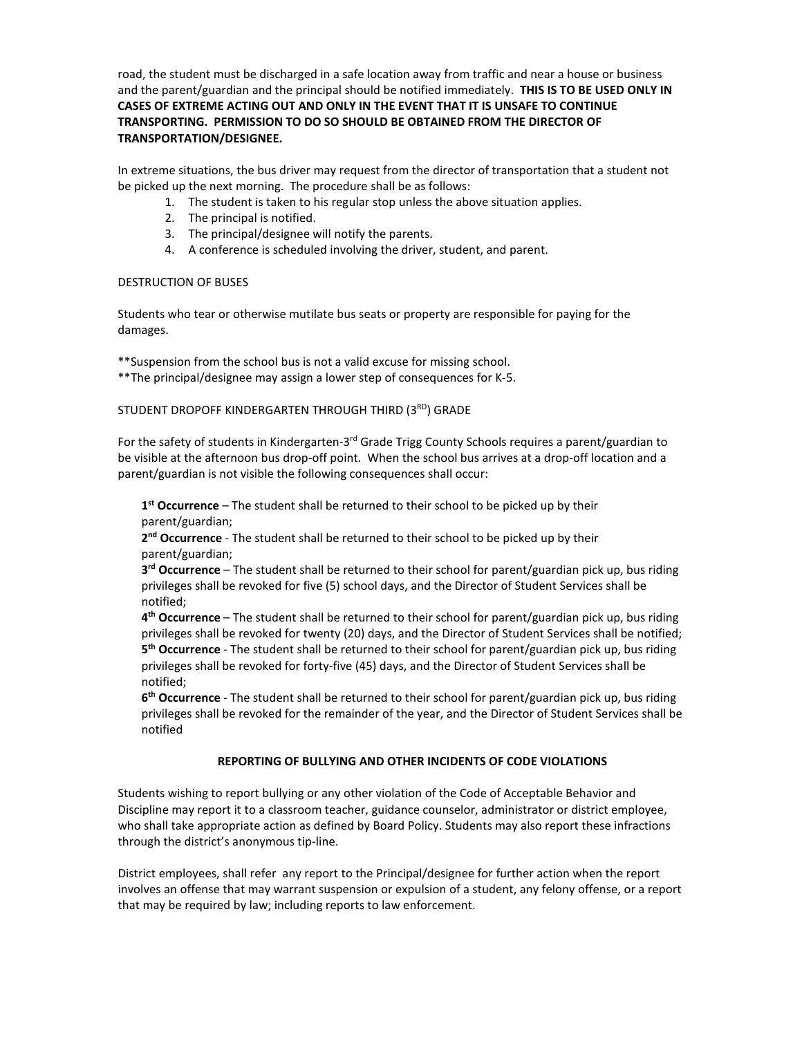road, the student must be discharged in a safe location away from traffic and near a house or business and the parent/guardian and the principal should be notified immediately. **THIS IS TO BE USED ONLY IN CASES OF EXTREME ACTING OUT AND ONLY IN THE EVENT THAT IT IS UNSAFE TO CONTINUE TRANSPORTING. PERMISSION TO DO SO SHOULD BE OBTAINED FROM THE DIRECTOR OF TRANSPORTATION/DESIGNEE.**

In extreme situations, the bus driver may request from the director of transportation that a student not be picked up the next morning. The procedure shall be as follows:

1. The student is taken to his regular stop unless the above situation applies.
2. The principal is notified.
3. The principal/designee will notify the parents.
4. A conference is scheduled involving the driver, student, and parent.

DESTRUCTION OF BUSES

Students who tear or otherwise mutilate bus seats or property are responsible for paying for the damages.

**Suspension from the school bus is not a valid excuse for missing school.
**The principal/designee may assign a lower step of consequences for K-5.

STUDENT DROPOFF KINDERGARTEN THROUGH THIRD (3RD) GRADE

For the safety of students in Kindergarten-3rd Grade Trigg County Schools requires a parent/guardian to be visible at the afternoon bus drop-off point. When the school bus arrives at a drop-off location and a parent/guardian is not visible the following consequences shall occur:

**1st Occurrence** – The student shall be returned to their school to be picked up by their parent/guardian;
**2nd Occurrence** - The student shall be returned to their school to be picked up by their parent/guardian;
**3rd Occurrence** – The student shall be returned to their school for parent/guardian pick up, bus riding privileges shall be revoked for five (5) school days, and the Director of Student Services shall be notified;
**4th Occurrence** – The student shall be returned to their school for parent/guardian pick up, bus riding privileges shall be revoked for twenty (20) days, and the Director of Student Services shall be notified;
**5th Occurrence** - The student shall be returned to their school for parent/guardian pick up, bus riding privileges shall be revoked for forty-five (45) days, and the Director of Student Services shall be notified;
**6th Occurrence** - The student shall be returned to their school for parent/guardian pick up, bus riding privileges shall be revoked for the remainder of the year, and the Director of Student Services shall be notified

## REPORTING OF BULLYING AND OTHER INCIDENTS OF CODE VIOLATIONS

Students wishing to report bullying or any other violation of the Code of Acceptable Behavior and Discipline may report it to a classroom teacher, guidance counselor, administrator or district employee, who shall take appropriate action as defined by Board Policy. Students may also report these infractions through the district's anonymous tip-line.

District employees, shall refer any report to the Principal/designee for further action when the report involves an offense that may warrant suspension or expulsion of a student, any felony offense, or a report that may be required by law; including reports to law enforcement.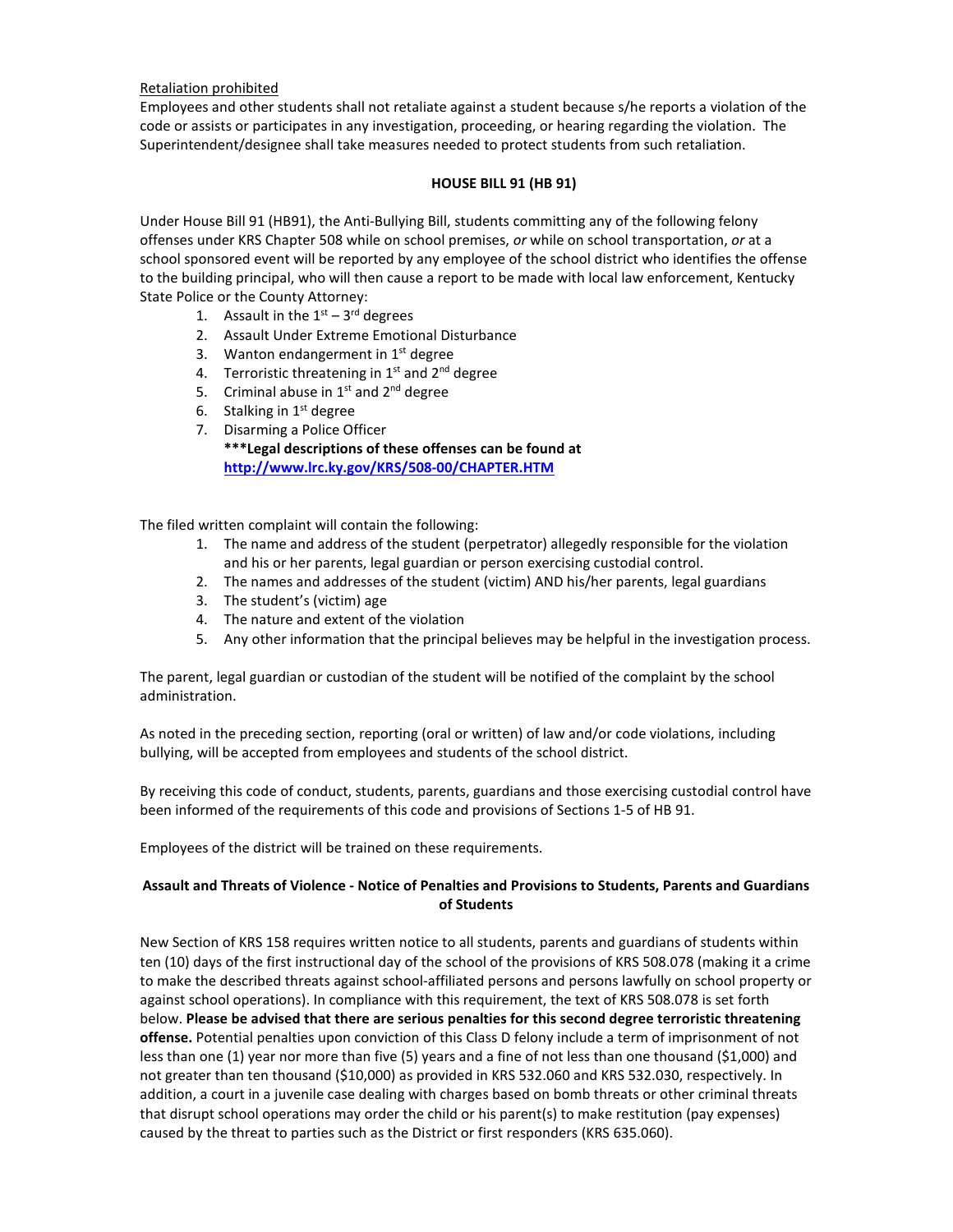Retaliation prohibited

Employees and other students shall not retaliate against a student because s/he reports a violation of the code or assists or participates in any investigation, proceeding, or hearing regarding the violation. The Superintendent/designee shall take measures needed to protect students from such retaliation.

## HOUSE BILL 91 (HB 91)

Under House Bill 91 (HB91), the Anti-Bullying Bill, students committing any of the following felony offenses under KRS Chapter 508 while on school premises, *or* while on school transportation, *or* at a school sponsored event will be reported by any employee of the school district who identifies the offense to the building principal, who will then cause a report to be made with local law enforcement, Kentucky State Police or the County Attorney:

1. Assault in the 1st – 3rd degrees
2. Assault Under Extreme Emotional Disturbance
3. Wanton endangerment in 1st degree
4. Terroristic threatening in 1st and 2nd degree
5. Criminal abuse in 1st and 2nd degree
6. Stalking in 1st degree
7. Disarming a Police Officer

   **\*\*\*Legal descriptions of these offenses can be found at [http://www.lrc.ky.gov/KRS/508-00/CHAPTER.HTM](http://www.lrc.ky.gov/KRS/508-00/CHAPTER.HTM)**

The filed written complaint will contain the following:

1. The name and address of the student (perpetrator) allegedly responsible for the violation and his or her parents, legal guardian or person exercising custodial control.
2. The names and addresses of the student (victim) AND his/her parents, legal guardians
3. The student's (victim) age
4. The nature and extent of the violation
5. Any other information that the principal believes may be helpful in the investigation process.

The parent, legal guardian or custodian of the student will be notified of the complaint by the school administration.

As noted in the preceding section, reporting (oral or written) of law and/or code violations, including bullying, will be accepted from employees and students of the school district.

By receiving this code of conduct, students, parents, guardians and those exercising custodial control have been informed of the requirements of this code and provisions of Sections 1-5 of HB 91.

Employees of the district will be trained on these requirements.

## Assault and Threats of Violence - Notice of Penalties and Provisions to Students, Parents and Guardians of Students

New Section of KRS 158 requires written notice to all students, parents and guardians of students within ten (10) days of the first instructional day of the school of the provisions of KRS 508.078 (making it a crime to make the described threats against school-affiliated persons and persons lawfully on school property or against school operations). In compliance with this requirement, the text of KRS 508.078 is set forth below. **Please be advised that there are serious penalties for this second degree terroristic threatening offense.** Potential penalties upon conviction of this Class D felony include a term of imprisonment of not less than one (1) year nor more than five (5) years and a fine of not less than one thousand ($1,000) and not greater than ten thousand ($10,000) as provided in KRS 532.060 and KRS 532.030, respectively. In addition, a court in a juvenile case dealing with charges based on bomb threats or other criminal threats that disrupt school operations may order the child or his parent(s) to make restitution (pay expenses) caused by the threat to parties such as the District or first responders (KRS 635.060).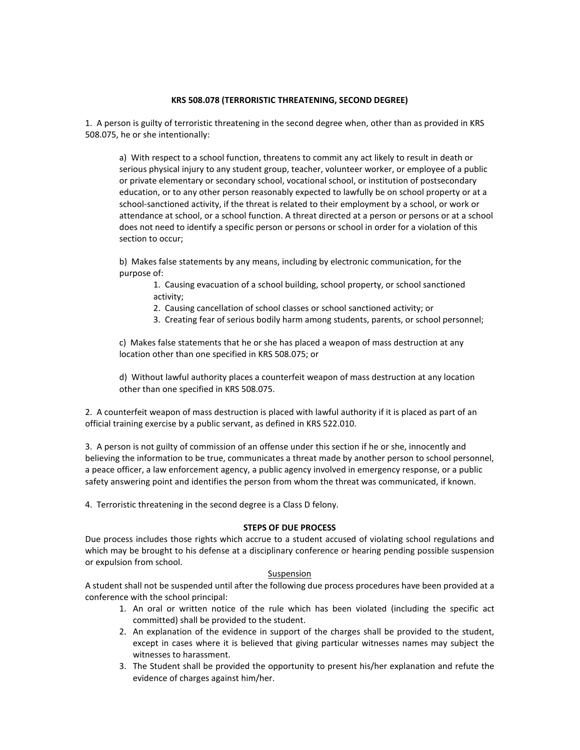**KRS 508.078 (TERRORISTIC THREATENING, SECOND DEGREE)**

1. A person is guilty of terroristic threatening in the second degree when, other than as provided in KRS 508.075, he or she intentionally:

   a) With respect to a school function, threatens to commit any act likely to result in death or serious physical injury to any student group, teacher, volunteer worker, or employee of a public or private elementary or secondary school, vocational school, or institution of postsecondary education, or to any other person reasonably expected to lawfully be on school property or at a school-sanctioned activity, if the threat is related to their employment by a school, or work or attendance at school, or a school function. A threat directed at a person or persons or at a school does not need to identify a specific person or persons or school in order for a violation of this section to occur;

   b) Makes false statements by any means, including by electronic communication, for the purpose of:
      1. Causing evacuation of a school building, school property, or school sanctioned activity;
      2. Causing cancellation of school classes or school sanctioned activity; or
      3. Creating fear of serious bodily harm among students, parents, or school personnel;

   c) Makes false statements that he or she has placed a weapon of mass destruction at any location other than one specified in KRS 508.075; or

   d) Without lawful authority places a counterfeit weapon of mass destruction at any location other than one specified in KRS 508.075.

2. A counterfeit weapon of mass destruction is placed with lawful authority if it is placed as part of an official training exercise by a public servant, as defined in KRS 522.010.

3. A person is not guilty of commission of an offense under this section if he or she, innocently and believing the information to be true, communicates a threat made by another person to school personnel, a peace officer, a law enforcement agency, a public agency involved in emergency response, or a public safety answering point and identifies the person from whom the threat was communicated, if known.

4. Terroristic threatening in the second degree is a Class D felony.

**STEPS OF DUE PROCESS**

Due process includes those rights which accrue to a student accused of violating school regulations and which may be brought to his defense at a disciplinary conference or hearing pending possible suspension or expulsion from school.

Suspension

A student shall not be suspended until after the following due process procedures have been provided at a conference with the school principal:

1. An oral or written notice of the rule which has been violated (including the specific act committed) shall be provided to the student.
2. An explanation of the evidence in support of the charges shall be provided to the student, except in cases where it is believed that giving particular witnesses names may subject the witnesses to harassment.
3. The Student shall be provided the opportunity to present his/her explanation and refute the evidence of charges against him/her.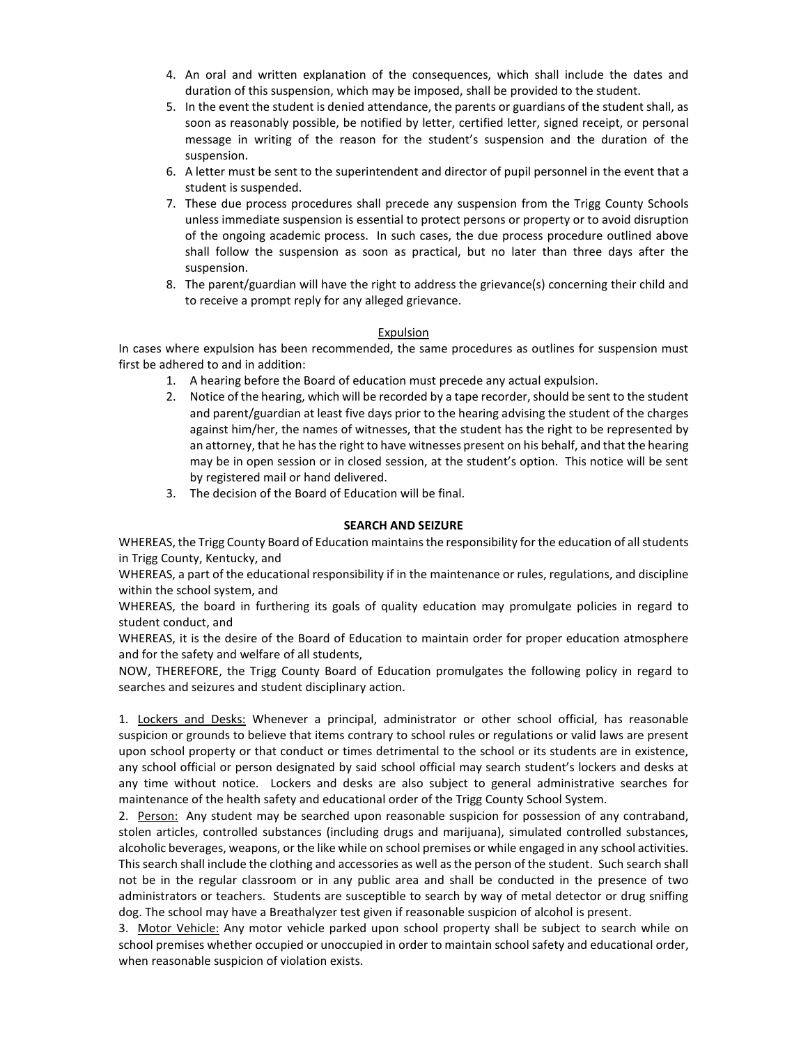4. An oral and written explanation of the consequences, which shall include the dates and duration of this suspension, which may be imposed, shall be provided to the student.
5. In the event the student is denied attendance, the parents or guardians of the student shall, as soon as reasonably possible, be notified by letter, certified letter, signed receipt, or personal message in writing of the reason for the student's suspension and the duration of the suspension.
6. A letter must be sent to the superintendent and director of pupil personnel in the event that a student is suspended.
7. These due process procedures shall precede any suspension from the Trigg County Schools unless immediate suspension is essential to protect persons or property or to avoid disruption of the ongoing academic process. In such cases, the due process procedure outlined above shall follow the suspension as soon as practical, but no later than three days after the suspension.
8. The parent/guardian will have the right to address the grievance(s) concerning their child and to receive a prompt reply for any alleged grievance.

<u>Expulsion</u>

In cases where expulsion has been recommended, the same procedures as outlines for suspension must first be adhered to and in addition:

1. A hearing before the Board of education must precede any actual expulsion.
2. Notice of the hearing, which will be recorded by a tape recorder, should be sent to the student and parent/guardian at least five days prior to the hearing advising the student of the charges against him/her, the names of witnesses, that the student has the right to be represented by an attorney, that he has the right to have witnesses present on his behalf, and that the hearing may be in open session or in closed session, at the student's option. This notice will be sent by registered mail or hand delivered.
3. The decision of the Board of Education will be final.

**SEARCH AND SEIZURE**

WHEREAS, the Trigg County Board of Education maintains the responsibility for the education of all students in Trigg County, Kentucky, and

WHEREAS, a part of the educational responsibility if in the maintenance or rules, regulations, and discipline within the school system, and

WHEREAS, the board in furthering its goals of quality education may promulgate policies in regard to student conduct, and

WHEREAS, it is the desire of the Board of Education to maintain order for proper education atmosphere and for the safety and welfare of all students,

NOW, THEREFORE, the Trigg County Board of Education promulgates the following policy in regard to searches and seizures and student disciplinary action.

1. <u>Lockers and Desks:</u> Whenever a principal, administrator or other school official, has reasonable suspicion or grounds to believe that items contrary to school rules or regulations or valid laws are present upon school property or that conduct or times detrimental to the school or its students are in existence, any school official or person designated by said school official may search student's lockers and desks at any time without notice. Lockers and desks are also subject to general administrative searches for maintenance of the health safety and educational order of the Trigg County School System.

2. <u>Person:</u> Any student may be searched upon reasonable suspicion for possession of any contraband, stolen articles, controlled substances (including drugs and marijuana), simulated controlled substances, alcoholic beverages, weapons, or the like while on school premises or while engaged in any school activities. This search shall include the clothing and accessories as well as the person of the student. Such search shall not be in the regular classroom or in any public area and shall be conducted in the presence of two administrators or teachers. Students are susceptible to search by way of metal detector or drug sniffing dog. The school may have a Breathalyzer test given if reasonable suspicion of alcohol is present.

3. <u>Motor Vehicle:</u> Any motor vehicle parked upon school property shall be subject to search while on school premises whether occupied or unoccupied in order to maintain school safety and educational order, when reasonable suspicion of violation exists.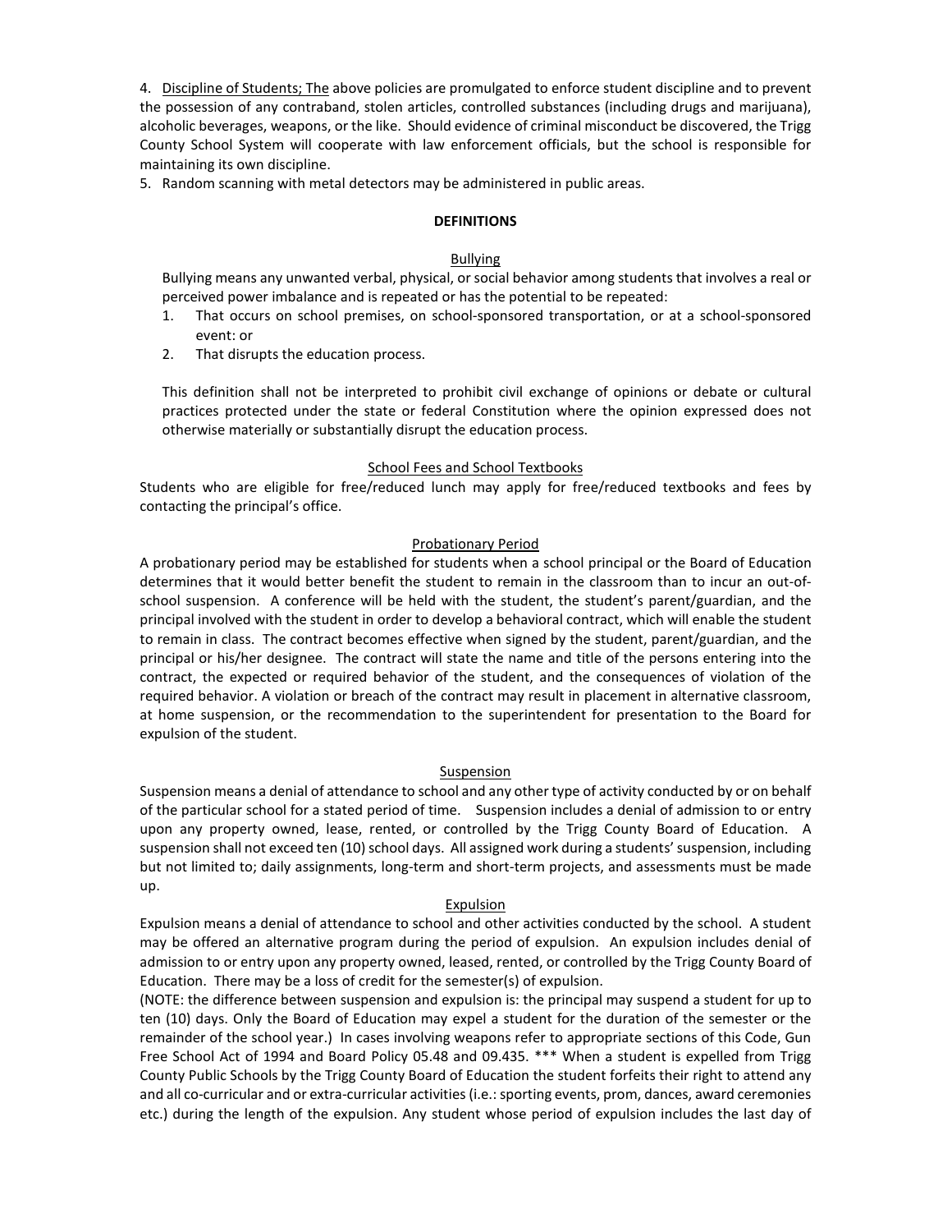4. <u>Discipline of Students; The</u> above policies are promulgated to enforce student discipline and to prevent the possession of any contraband, stolen articles, controlled substances (including drugs and marijuana), alcoholic beverages, weapons, or the like. Should evidence of criminal misconduct be discovered, the Trigg County School System will cooperate with law enforcement officials, but the school is responsible for maintaining its own discipline.
5. Random scanning with metal detectors may be administered in public areas.

## DEFINITIONS

### Bullying

Bullying means any unwanted verbal, physical, or social behavior among students that involves a real or perceived power imbalance and is repeated or has the potential to be repeated:

1. That occurs on school premises, on school-sponsored transportation, or at a school-sponsored event: or
2. That disrupts the education process.

This definition shall not be interpreted to prohibit civil exchange of opinions or debate or cultural practices protected under the state or federal Constitution where the opinion expressed does not otherwise materially or substantially disrupt the education process.

### School Fees and School Textbooks

Students who are eligible for free/reduced lunch may apply for free/reduced textbooks and fees by contacting the principal's office.

### Probationary Period

A probationary period may be established for students when a school principal or the Board of Education determines that it would better benefit the student to remain in the classroom than to incur an out-of-school suspension. A conference will be held with the student, the student's parent/guardian, and the principal involved with the student in order to develop a behavioral contract, which will enable the student to remain in class. The contract becomes effective when signed by the student, parent/guardian, and the principal or his/her designee. The contract will state the name and title of the persons entering into the contract, the expected or required behavior of the student, and the consequences of violation of the required behavior. A violation or breach of the contract may result in placement in alternative classroom, at home suspension, or the recommendation to the superintendent for presentation to the Board for expulsion of the student.

### Suspension

Suspension means a denial of attendance to school and any other type of activity conducted by or on behalf of the particular school for a stated period of time. Suspension includes a denial of admission to or entry upon any property owned, lease, rented, or controlled by the Trigg County Board of Education. A suspension shall not exceed ten (10) school days. All assigned work during a students' suspension, including but not limited to; daily assignments, long-term and short-term projects, and assessments must be made up.

### Expulsion

Expulsion means a denial of attendance to school and other activities conducted by the school. A student may be offered an alternative program during the period of expulsion. An expulsion includes denial of admission to or entry upon any property owned, leased, rented, or controlled by the Trigg County Board of Education. There may be a loss of credit for the semester(s) of expulsion.

(NOTE: the difference between suspension and expulsion is: the principal may suspend a student for up to ten (10) days. Only the Board of Education may expel a student for the duration of the semester or the remainder of the school year.) In cases involving weapons refer to appropriate sections of this Code, Gun Free School Act of 1994 and Board Policy 05.48 and 09.435. *** When a student is expelled from Trigg County Public Schools by the Trigg County Board of Education the student forfeits their right to attend any and all co-curricular and or extra-curricular activities (i.e.: sporting events, prom, dances, award ceremonies etc.) during the length of the expulsion. Any student whose period of expulsion includes the last day of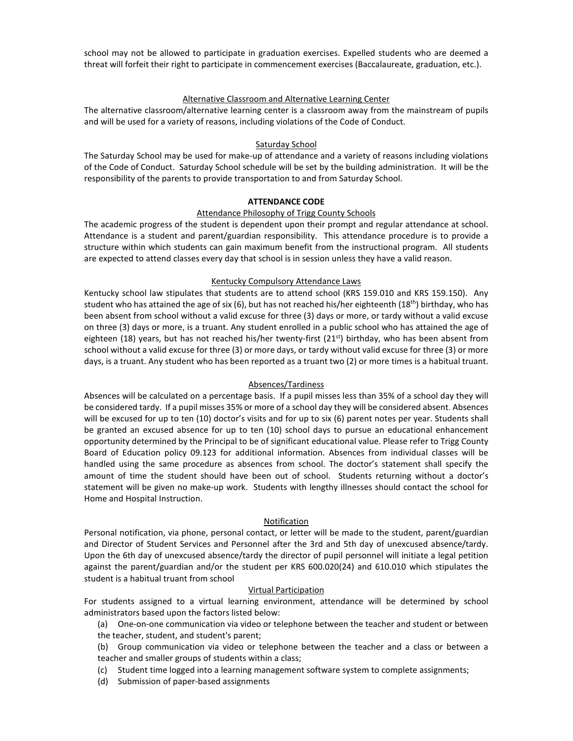school may not be allowed to participate in graduation exercises. Expelled students who are deemed a threat will forfeit their right to participate in commencement exercises (Baccalaureate, graduation, etc.).

### Alternative Classroom and Alternative Learning Center

The alternative classroom/alternative learning center is a classroom away from the mainstream of pupils and will be used for a variety of reasons, including violations of the Code of Conduct.

### Saturday School

The Saturday School may be used for make-up of attendance and a variety of reasons including violations of the Code of Conduct. Saturday School schedule will be set by the building administration. It will be the responsibility of the parents to provide transportation to and from Saturday School.

## ATTENDANCE CODE

### Attendance Philosophy of Trigg County Schools

The academic progress of the student is dependent upon their prompt and regular attendance at school. Attendance is a student and parent/guardian responsibility. This attendance procedure is to provide a structure within which students can gain maximum benefit from the instructional program. All students are expected to attend classes every day that school is in session unless they have a valid reason.

### Kentucky Compulsory Attendance Laws

Kentucky school law stipulates that students are to attend school (KRS 159.010 and KRS 159.150). Any student who has attained the age of six (6), but has not reached his/her eighteenth (18th) birthday, who has been absent from school without a valid excuse for three (3) days or more, or tardy without a valid excuse on three (3) days or more, is a truant. Any student enrolled in a public school who has attained the age of eighteen (18) years, but has not reached his/her twenty-first (21st) birthday, who has been absent from school without a valid excuse for three (3) or more days, or tardy without valid excuse for three (3) or more days, is a truant. Any student who has been reported as a truant two (2) or more times is a habitual truant.

### Absences/Tardiness

Absences will be calculated on a percentage basis. If a pupil misses less than 35% of a school day they will be considered tardy. If a pupil misses 35% or more of a school day they will be considered absent. Absences will be excused for up to ten (10) doctor's visits and for up to six (6) parent notes per year. Students shall be granted an excused absence for up to ten (10) school days to pursue an educational enhancement opportunity determined by the Principal to be of significant educational value. Please refer to Trigg County Board of Education policy 09.123 for additional information. Absences from individual classes will be handled using the same procedure as absences from school. The doctor's statement shall specify the amount of time the student should have been out of school. Students returning without a doctor's statement will be given no make-up work. Students with lengthy illnesses should contact the school for Home and Hospital Instruction.

### Notification

Personal notification, via phone, personal contact, or letter will be made to the student, parent/guardian and Director of Student Services and Personnel after the 3rd and 5th day of unexcused absence/tardy. Upon the 6th day of unexcused absence/tardy the director of pupil personnel will initiate a legal petition against the parent/guardian and/or the student per KRS 600.020(24) and 610.010 which stipulates the student is a habitual truant from school

### Virtual Participation

For students assigned to a virtual learning environment, attendance will be determined by school administrators based upon the factors listed below:

(a) One-on-one communication via video or telephone between the teacher and student or between the teacher, student, and student's parent;

(b) Group communication via video or telephone between the teacher and a class or between a teacher and smaller groups of students within a class;

(c) Student time logged into a learning management software system to complete assignments;

(d) Submission of paper-based assignments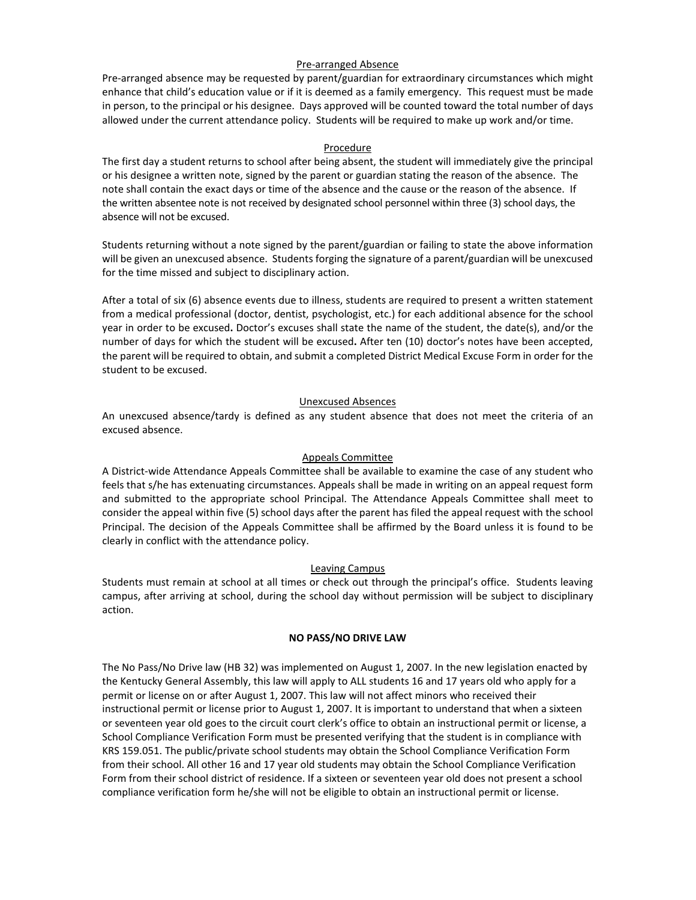### Pre-arranged Absence

Pre-arranged absence may be requested by parent/guardian for extraordinary circumstances which might enhance that child's education value or if it is deemed as a family emergency. This request must be made in person, to the principal or his designee. Days approved will be counted toward the total number of days allowed under the current attendance policy. Students will be required to make up work and/or time.

### Procedure

The first day a student returns to school after being absent, the student will immediately give the principal or his designee a written note, signed by the parent or guardian stating the reason of the absence. The note shall contain the exact days or time of the absence and the cause or the reason of the absence. If the written absentee note is not received by designated school personnel within three (3) school days, the absence will not be excused.

Students returning without a note signed by the parent/guardian or failing to state the above information will be given an unexcused absence. Students forging the signature of a parent/guardian will be unexcused for the time missed and subject to disciplinary action.

After a total of six (6) absence events due to illness, students are required to present a written statement from a medical professional (doctor, dentist, psychologist, etc.) for each additional absence for the school year in order to be excused**.** Doctor's excuses shall state the name of the student, the date(s), and/or the number of days for which the student will be excused**.** After ten (10) doctor's notes have been accepted, the parent will be required to obtain, and submit a completed District Medical Excuse Form in order for the student to be excused.

### Unexcused Absences

An unexcused absence/tardy is defined as any student absence that does not meet the criteria of an excused absence.

### Appeals Committee

A District-wide Attendance Appeals Committee shall be available to examine the case of any student who feels that s/he has extenuating circumstances. Appeals shall be made in writing on an appeal request form and submitted to the appropriate school Principal. The Attendance Appeals Committee shall meet to consider the appeal within five (5) school days after the parent has filed the appeal request with the school Principal. The decision of the Appeals Committee shall be affirmed by the Board unless it is found to be clearly in conflict with the attendance policy.

### Leaving Campus

Students must remain at school at all times or check out through the principal's office. Students leaving campus, after arriving at school, during the school day without permission will be subject to disciplinary action.

## NO PASS/NO DRIVE LAW

The No Pass/No Drive law (HB 32) was implemented on August 1, 2007. In the new legislation enacted by the Kentucky General Assembly, this law will apply to ALL students 16 and 17 years old who apply for a permit or license on or after August 1, 2007. This law will not affect minors who received their instructional permit or license prior to August 1, 2007. It is important to understand that when a sixteen or seventeen year old goes to the circuit court clerk's office to obtain an instructional permit or license, a School Compliance Verification Form must be presented verifying that the student is in compliance with KRS 159.051. The public/private school students may obtain the School Compliance Verification Form from their school. All other 16 and 17 year old students may obtain the School Compliance Verification Form from their school district of residence. If a sixteen or seventeen year old does not present a school compliance verification form he/she will not be eligible to obtain an instructional permit or license.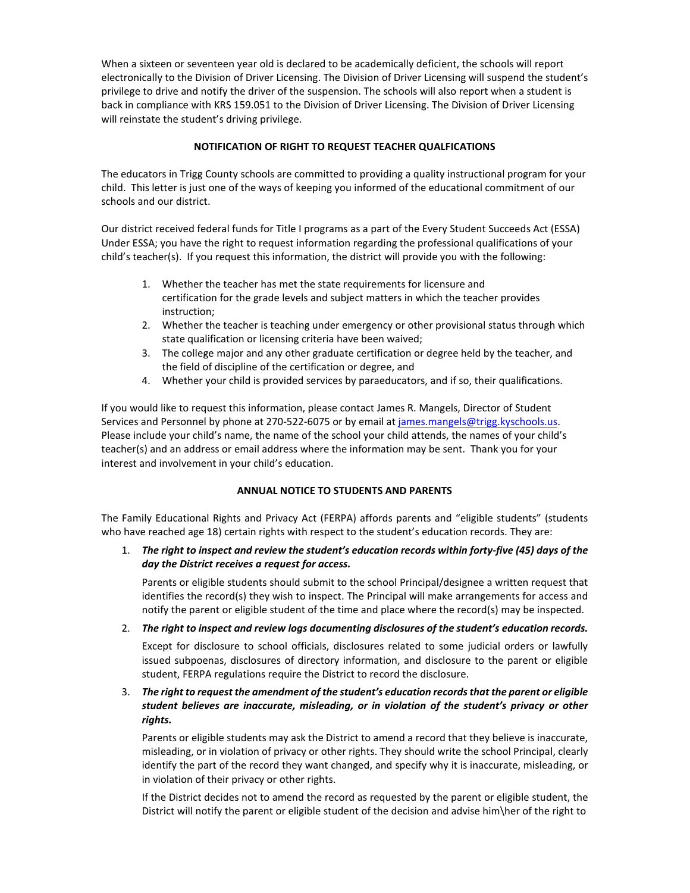When a sixteen or seventeen year old is declared to be academically deficient, the schools will report electronically to the Division of Driver Licensing. The Division of Driver Licensing will suspend the student's privilege to drive and notify the driver of the suspension. The schools will also report when a student is back in compliance with KRS 159.051 to the Division of Driver Licensing. The Division of Driver Licensing will reinstate the student's driving privilege.

## NOTIFICATION OF RIGHT TO REQUEST TEACHER QUALFICATIONS

The educators in Trigg County schools are committed to providing a quality instructional program for your child. This letter is just one of the ways of keeping you informed of the educational commitment of our schools and our district.

Our district received federal funds for Title I programs as a part of the Every Student Succeeds Act (ESSA) Under ESSA; you have the right to request information regarding the professional qualifications of your child's teacher(s). If you request this information, the district will provide you with the following:

1. Whether the teacher has met the state requirements for licensure and certification for the grade levels and subject matters in which the teacher provides instruction;
2. Whether the teacher is teaching under emergency or other provisional status through which state qualification or licensing criteria have been waived;
3. The college major and any other graduate certification or degree held by the teacher, and the field of discipline of the certification or degree, and
4. Whether your child is provided services by paraeducators, and if so, their qualifications.

If you would like to request this information, please contact James R. Mangels, Director of Student Services and Personnel by phone at 270-522-6075 or by email at james.mangels@trigg.kyschools.us. Please include your child's name, the name of the school your child attends, the names of your child's teacher(s) and an address or email address where the information may be sent. Thank you for your interest and involvement in your child's education.

## ANNUAL NOTICE TO STUDENTS AND PARENTS

The Family Educational Rights and Privacy Act (FERPA) affords parents and "eligible students" (students who have reached age 18) certain rights with respect to the student's education records. They are:

1. ***The right to inspect and review the student's education records within forty-five (45) days of the day the District receives a request for access.***

   Parents or eligible students should submit to the school Principal/designee a written request that identifies the record(s) they wish to inspect. The Principal will make arrangements for access and notify the parent or eligible student of the time and place where the record(s) may be inspected.

2. ***The right to inspect and review logs documenting disclosures of the student's education records.***

   Except for disclosure to school officials, disclosures related to some judicial orders or lawfully issued subpoenas, disclosures of directory information, and disclosure to the parent or eligible student, FERPA regulations require the District to record the disclosure.

3. ***The right to request the amendment of the student's education records that the parent or eligible student believes are inaccurate, misleading, or in violation of the student's privacy or other rights.***

   Parents or eligible students may ask the District to amend a record that they believe is inaccurate, misleading, or in violation of privacy or other rights. They should write the school Principal, clearly identify the part of the record they want changed, and specify why it is inaccurate, misleading, or in violation of their privacy or other rights.

   If the District decides not to amend the record as requested by the parent or eligible student, the District will notify the parent or eligible student of the decision and advise him\her of the right to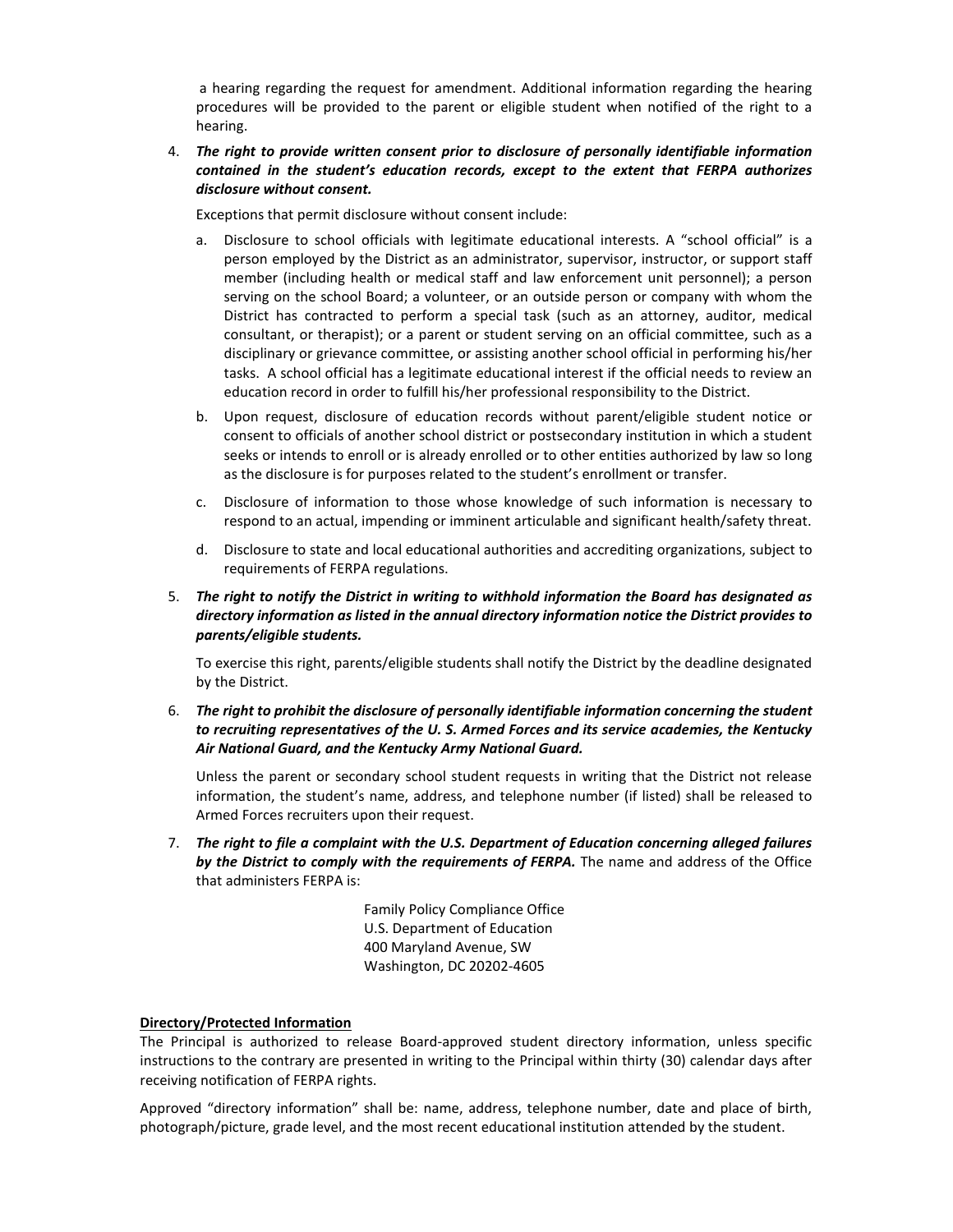a hearing regarding the request for amendment. Additional information regarding the hearing procedures will be provided to the parent or eligible student when notified of the right to a hearing.

4. ***The right to provide written consent prior to disclosure of personally identifiable information contained in the student's education records, except to the extent that FERPA authorizes disclosure without consent.***

   Exceptions that permit disclosure without consent include:

   a. Disclosure to school officials with legitimate educational interests. A "school official" is a person employed by the District as an administrator, supervisor, instructor, or support staff member (including health or medical staff and law enforcement unit personnel); a person serving on the school Board; a volunteer, or an outside person or company with whom the District has contracted to perform a special task (such as an attorney, auditor, medical consultant, or therapist); or a parent or student serving on an official committee, such as a disciplinary or grievance committee, or assisting another school official in performing his/her tasks. A school official has a legitimate educational interest if the official needs to review an education record in order to fulfill his/her professional responsibility to the District.

   b. Upon request, disclosure of education records without parent/eligible student notice or consent to officials of another school district or postsecondary institution in which a student seeks or intends to enroll or is already enrolled or to other entities authorized by law so long as the disclosure is for purposes related to the student's enrollment or transfer.

   c. Disclosure of information to those whose knowledge of such information is necessary to respond to an actual, impending or imminent articulable and significant health/safety threat.

   d. Disclosure to state and local educational authorities and accrediting organizations, subject to requirements of FERPA regulations.

5. ***The right to notify the District in writing to withhold information the Board has designated as directory information as listed in the annual directory information notice the District provides to parents/eligible students.***

   To exercise this right, parents/eligible students shall notify the District by the deadline designated by the District.

6. ***The right to prohibit the disclosure of personally identifiable information concerning the student to recruiting representatives of the U. S. Armed Forces and its service academies, the Kentucky Air National Guard, and the Kentucky Army National Guard.***

   Unless the parent or secondary school student requests in writing that the District not release information, the student's name, address, and telephone number (if listed) shall be released to Armed Forces recruiters upon their request.

7. ***The right to file a complaint with the U.S. Department of Education concerning alleged failures by the District to comply with the requirements of FERPA.*** The name and address of the Office that administers FERPA is:

   Family Policy Compliance Office
   U.S. Department of Education
   400 Maryland Avenue, SW
   Washington, DC 20202-4605

**Directory/Protected Information**

The Principal is authorized to release Board-approved student directory information, unless specific instructions to the contrary are presented in writing to the Principal within thirty (30) calendar days after receiving notification of FERPA rights.

Approved "directory information" shall be: name, address, telephone number, date and place of birth, photograph/picture, grade level, and the most recent educational institution attended by the student.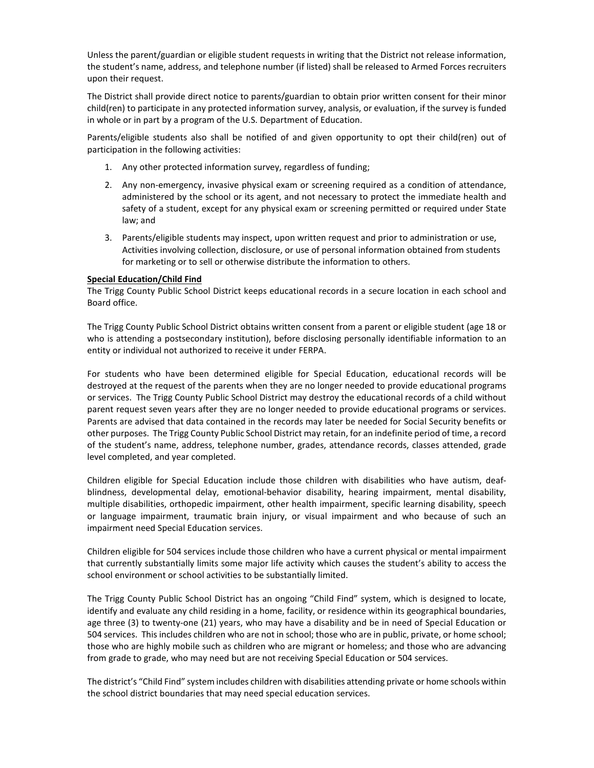Unless the parent/guardian or eligible student requests in writing that the District not release information, the student's name, address, and telephone number (if listed) shall be released to Armed Forces recruiters upon their request.

The District shall provide direct notice to parents/guardian to obtain prior written consent for their minor child(ren) to participate in any protected information survey, analysis, or evaluation, if the survey is funded in whole or in part by a program of the U.S. Department of Education.

Parents/eligible students also shall be notified of and given opportunity to opt their child(ren) out of participation in the following activities:

1. Any other protected information survey, regardless of funding;
2. Any non-emergency, invasive physical exam or screening required as a condition of attendance, administered by the school or its agent, and not necessary to protect the immediate health and safety of a student, except for any physical exam or screening permitted or required under State law; and
3. Parents/eligible students may inspect, upon written request and prior to administration or use, Activities involving collection, disclosure, or use of personal information obtained from students for marketing or to sell or otherwise distribute the information to others.

**Special Education/Child Find**

The Trigg County Public School District keeps educational records in a secure location in each school and Board office.

The Trigg County Public School District obtains written consent from a parent or eligible student (age 18 or who is attending a postsecondary institution), before disclosing personally identifiable information to an entity or individual not authorized to receive it under FERPA.

For students who have been determined eligible for Special Education, educational records will be destroyed at the request of the parents when they are no longer needed to provide educational programs or services. The Trigg County Public School District may destroy the educational records of a child without parent request seven years after they are no longer needed to provide educational programs or services. Parents are advised that data contained in the records may later be needed for Social Security benefits or other purposes. The Trigg County Public School District may retain, for an indefinite period of time, a record of the student's name, address, telephone number, grades, attendance records, classes attended, grade level completed, and year completed.

Children eligible for Special Education include those children with disabilities who have autism, deaf-blindness, developmental delay, emotional-behavior disability, hearing impairment, mental disability, multiple disabilities, orthopedic impairment, other health impairment, specific learning disability, speech or language impairment, traumatic brain injury, or visual impairment and who because of such an impairment need Special Education services.

Children eligible for 504 services include those children who have a current physical or mental impairment that currently substantially limits some major life activity which causes the student's ability to access the school environment or school activities to be substantially limited.

The Trigg County Public School District has an ongoing "Child Find" system, which is designed to locate, identify and evaluate any child residing in a home, facility, or residence within its geographical boundaries, age three (3) to twenty-one (21) years, who may have a disability and be in need of Special Education or 504 services. This includes children who are not in school; those who are in public, private, or home school; those who are highly mobile such as children who are migrant or homeless; and those who are advancing from grade to grade, who may need but are not receiving Special Education or 504 services.

The district's "Child Find" system includes children with disabilities attending private or home schools within the school district boundaries that may need special education services.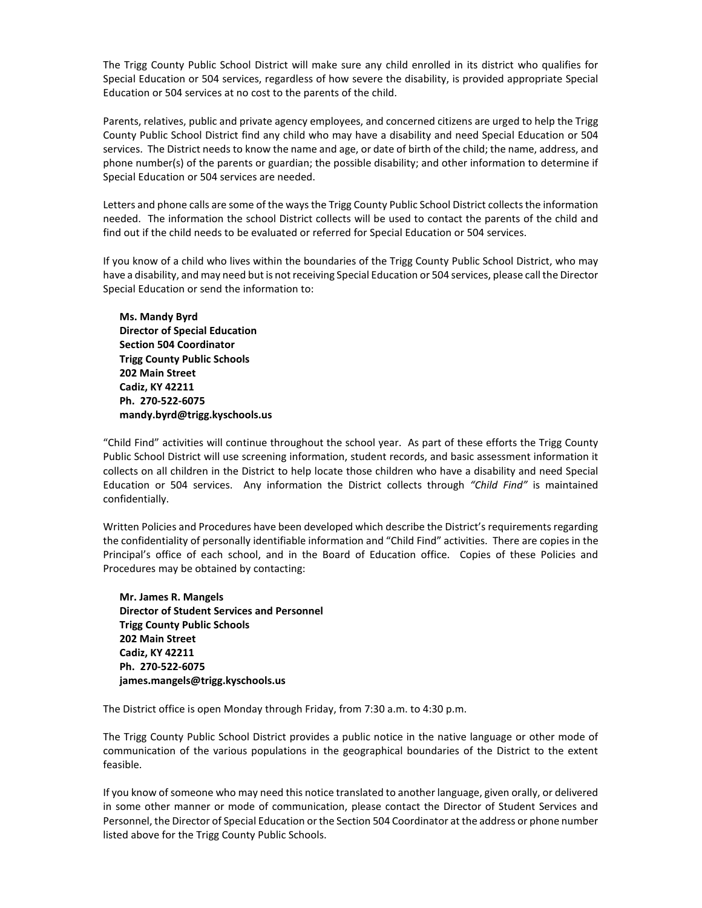The Trigg County Public School District will make sure any child enrolled in its district who qualifies for Special Education or 504 services, regardless of how severe the disability, is provided appropriate Special Education or 504 services at no cost to the parents of the child.

Parents, relatives, public and private agency employees, and concerned citizens are urged to help the Trigg County Public School District find any child who may have a disability and need Special Education or 504 services. The District needs to know the name and age, or date of birth of the child; the name, address, and phone number(s) of the parents or guardian; the possible disability; and other information to determine if Special Education or 504 services are needed.

Letters and phone calls are some of the ways the Trigg County Public School District collects the information needed. The information the school District collects will be used to contact the parents of the child and find out if the child needs to be evaluated or referred for Special Education or 504 services.

If you know of a child who lives within the boundaries of the Trigg County Public School District, who may have a disability, and may need but is not receiving Special Education or 504 services, please call the Director Special Education or send the information to:

**Ms. Mandy Byrd**
**Director of Special Education**
**Section 504 Coordinator**
**Trigg County Public Schools**
**202 Main Street**
**Cadiz, KY 42211**
**Ph. 270-522-6075**
**mandy.byrd@trigg.kyschools.us**

"Child Find" activities will continue throughout the school year. As part of these efforts the Trigg County Public School District will use screening information, student records, and basic assessment information it collects on all children in the District to help locate those children who have a disability and need Special Education or 504 services. Any information the District collects through *"Child Find"* is maintained confidentially.

Written Policies and Procedures have been developed which describe the District's requirements regarding the confidentiality of personally identifiable information and "Child Find" activities. There are copies in the Principal's office of each school, and in the Board of Education office. Copies of these Policies and Procedures may be obtained by contacting:

**Mr. James R. Mangels**
**Director of Student Services and Personnel**
**Trigg County Public Schools**
**202 Main Street**
**Cadiz, KY 42211**
**Ph. 270-522-6075**
**james.mangels@trigg.kyschools.us**

The District office is open Monday through Friday, from 7:30 a.m. to 4:30 p.m.

The Trigg County Public School District provides a public notice in the native language or other mode of communication of the various populations in the geographical boundaries of the District to the extent feasible.

If you know of someone who may need this notice translated to another language, given orally, or delivered in some other manner or mode of communication, please contact the Director of Student Services and Personnel, the Director of Special Education or the Section 504 Coordinator at the address or phone number listed above for the Trigg County Public Schools.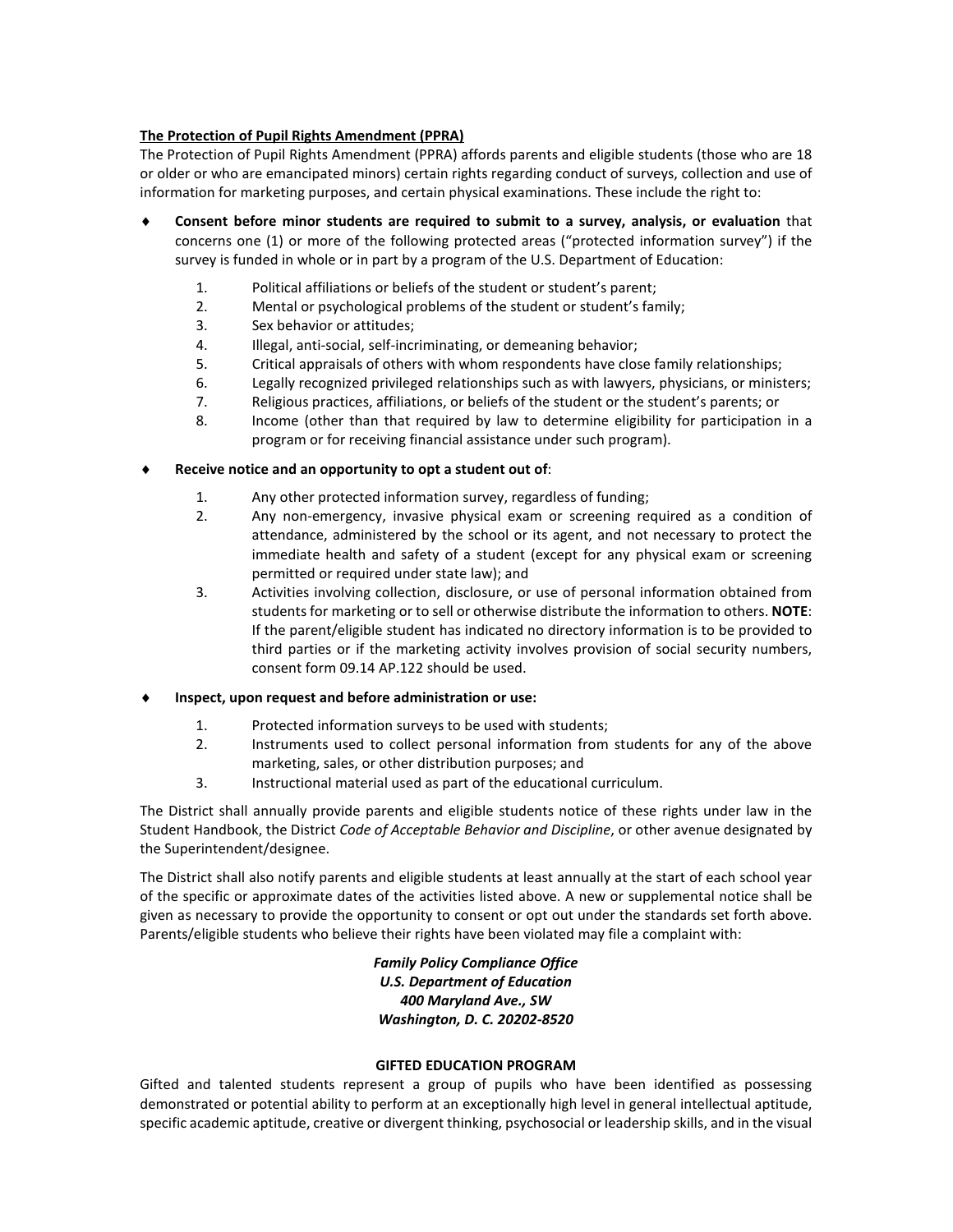**The Protection of Pupil Rights Amendment (PPRA)**

The Protection of Pupil Rights Amendment (PPRA) affords parents and eligible students (those who are 18 or older or who are emancipated minors) certain rights regarding conduct of surveys, collection and use of information for marketing purposes, and certain physical examinations. These include the right to:

- **Consent before minor students are required to submit to a survey, analysis, or evaluation** that concerns one (1) or more of the following protected areas ("protected information survey") if the survey is funded in whole or in part by a program of the U.S. Department of Education:
  1. Political affiliations or beliefs of the student or student's parent;
  2. Mental or psychological problems of the student or student's family;
  3. Sex behavior or attitudes;
  4. Illegal, anti-social, self-incriminating, or demeaning behavior;
  5. Critical appraisals of others with whom respondents have close family relationships;
  6. Legally recognized privileged relationships such as with lawyers, physicians, or ministers;
  7. Religious practices, affiliations, or beliefs of the student or the student's parents; or
  8. Income (other than that required by law to determine eligibility for participation in a program or for receiving financial assistance under such program).

- **Receive notice and an opportunity to opt a student out of**:
  1. Any other protected information survey, regardless of funding;
  2. Any non-emergency, invasive physical exam or screening required as a condition of attendance, administered by the school or its agent, and not necessary to protect the immediate health and safety of a student (except for any physical exam or screening permitted or required under state law); and
  3. Activities involving collection, disclosure, or use of personal information obtained from students for marketing or to sell or otherwise distribute the information to others. **NOTE**: If the parent/eligible student has indicated no directory information is to be provided to third parties or if the marketing activity involves provision of social security numbers, consent form 09.14 AP.122 should be used.

- **Inspect, upon request and before administration or use:**
  1. Protected information surveys to be used with students;
  2. Instruments used to collect personal information from students for any of the above marketing, sales, or other distribution purposes; and
  3. Instructional material used as part of the educational curriculum.

The District shall annually provide parents and eligible students notice of these rights under law in the Student Handbook, the District *Code of Acceptable Behavior and Discipline*, or other avenue designated by the Superintendent/designee.

The District shall also notify parents and eligible students at least annually at the start of each school year of the specific or approximate dates of the activities listed above. A new or supplemental notice shall be given as necessary to provide the opportunity to consent or opt out under the standards set forth above. Parents/eligible students who believe their rights have been violated may file a complaint with:

***Family Policy Compliance Office***
***U.S. Department of Education***
***400 Maryland Ave., SW***
***Washington, D. C. 20202-8520***

**GIFTED EDUCATION PROGRAM**

Gifted and talented students represent a group of pupils who have been identified as possessing demonstrated or potential ability to perform at an exceptionally high level in general intellectual aptitude, specific academic aptitude, creative or divergent thinking, psychosocial or leadership skills, and in the visual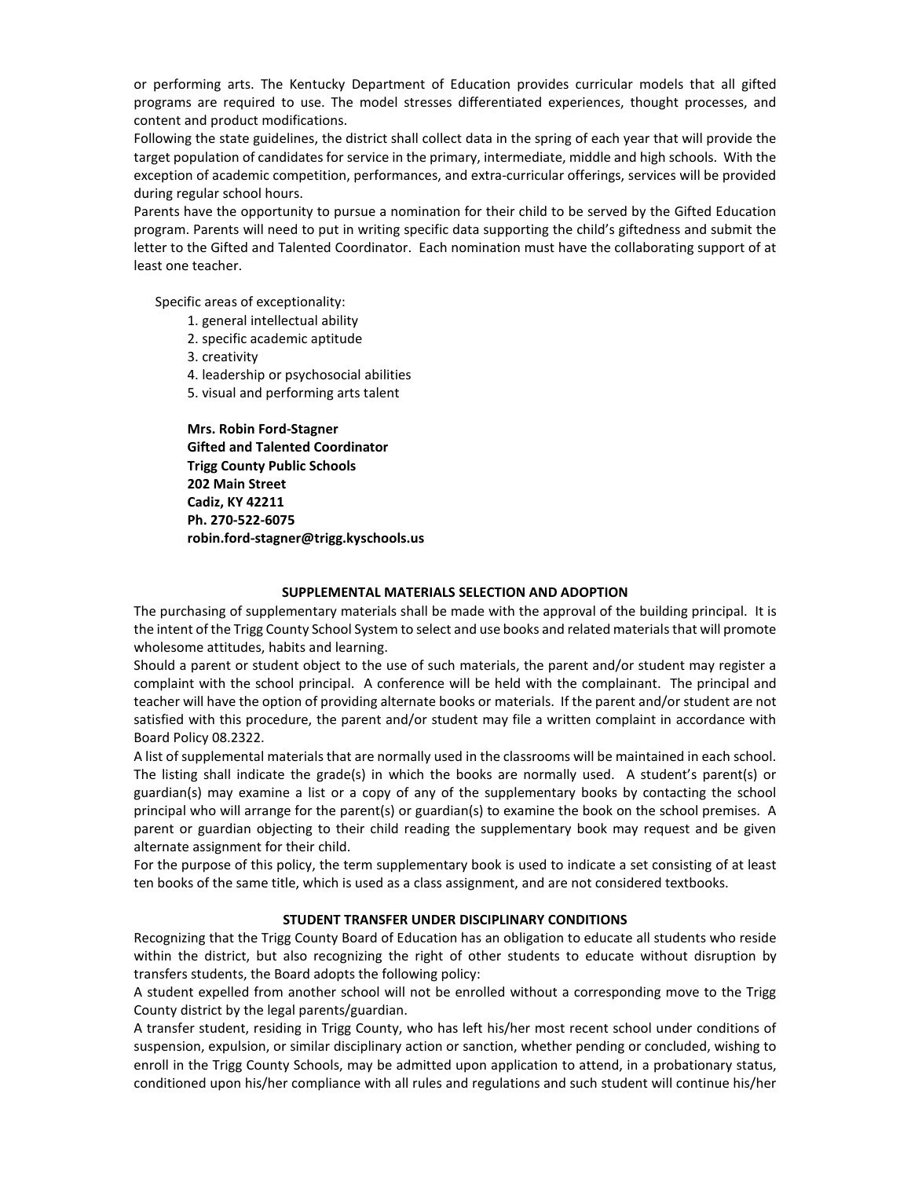or performing arts. The Kentucky Department of Education provides curricular models that all gifted programs are required to use. The model stresses differentiated experiences, thought processes, and content and product modifications.

Following the state guidelines, the district shall collect data in the spring of each year that will provide the target population of candidates for service in the primary, intermediate, middle and high schools. With the exception of academic competition, performances, and extra-curricular offerings, services will be provided during regular school hours.

Parents have the opportunity to pursue a nomination for their child to be served by the Gifted Education program. Parents will need to put in writing specific data supporting the child's giftedness and submit the letter to the Gifted and Talented Coordinator. Each nomination must have the collaborating support of at least one teacher.

Specific areas of exceptionality:

1. general intellectual ability
2. specific academic aptitude
3. creativity
4. leadership or psychosocial abilities
5. visual and performing arts talent

**Mrs. Robin Ford-Stagner**
**Gifted and Talented Coordinator**
**Trigg County Public Schools**
**202 Main Street**
**Cadiz, KY 42211**
**Ph. 270-522-6075**
**robin.ford-stagner@trigg.kyschools.us**

## SUPPLEMENTAL MATERIALS SELECTION AND ADOPTION

The purchasing of supplementary materials shall be made with the approval of the building principal. It is the intent of the Trigg County School System to select and use books and related materials that will promote wholesome attitudes, habits and learning.

Should a parent or student object to the use of such materials, the parent and/or student may register a complaint with the school principal. A conference will be held with the complainant. The principal and teacher will have the option of providing alternate books or materials. If the parent and/or student are not satisfied with this procedure, the parent and/or student may file a written complaint in accordance with Board Policy 08.2322.

A list of supplemental materials that are normally used in the classrooms will be maintained in each school. The listing shall indicate the grade(s) in which the books are normally used. A student's parent(s) or guardian(s) may examine a list or a copy of any of the supplementary books by contacting the school principal who will arrange for the parent(s) or guardian(s) to examine the book on the school premises. A parent or guardian objecting to their child reading the supplementary book may request and be given alternate assignment for their child.

For the purpose of this policy, the term supplementary book is used to indicate a set consisting of at least ten books of the same title, which is used as a class assignment, and are not considered textbooks.

## STUDENT TRANSFER UNDER DISCIPLINARY CONDITIONS

Recognizing that the Trigg County Board of Education has an obligation to educate all students who reside within the district, but also recognizing the right of other students to educate without disruption by transfers students, the Board adopts the following policy:

A student expelled from another school will not be enrolled without a corresponding move to the Trigg County district by the legal parents/guardian.

A transfer student, residing in Trigg County, who has left his/her most recent school under conditions of suspension, expulsion, or similar disciplinary action or sanction, whether pending or concluded, wishing to enroll in the Trigg County Schools, may be admitted upon application to attend, in a probationary status, conditioned upon his/her compliance with all rules and regulations and such student will continue his/her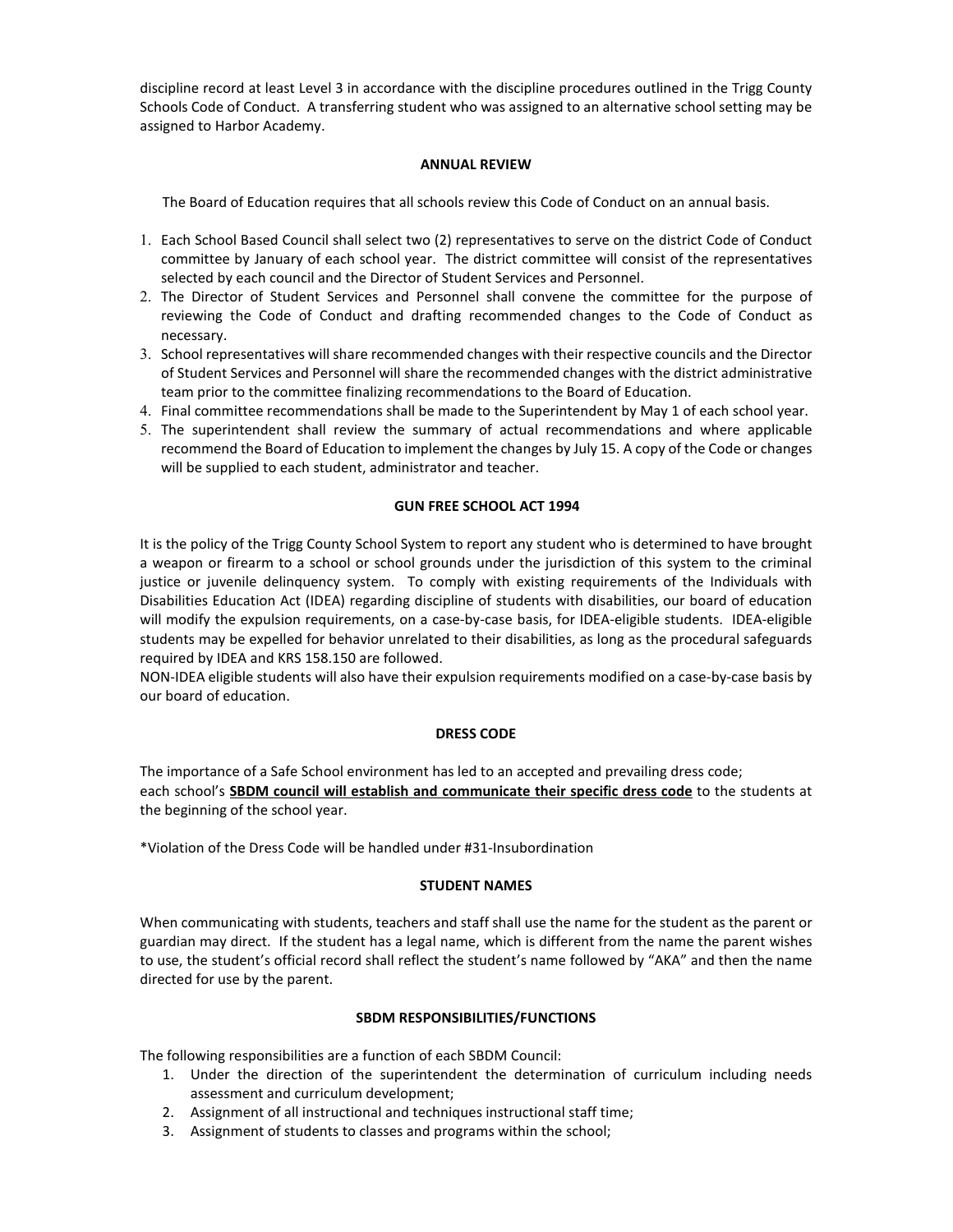discipline record at least Level 3 in accordance with the discipline procedures outlined in the Trigg County Schools Code of Conduct. A transferring student who was assigned to an alternative school setting may be assigned to Harbor Academy.

## ANNUAL REVIEW

The Board of Education requires that all schools review this Code of Conduct on an annual basis.

1. Each School Based Council shall select two (2) representatives to serve on the district Code of Conduct committee by January of each school year. The district committee will consist of the representatives selected by each council and the Director of Student Services and Personnel.
2. The Director of Student Services and Personnel shall convene the committee for the purpose of reviewing the Code of Conduct and drafting recommended changes to the Code of Conduct as necessary.
3. School representatives will share recommended changes with their respective councils and the Director of Student Services and Personnel will share the recommended changes with the district administrative team prior to the committee finalizing recommendations to the Board of Education.
4. Final committee recommendations shall be made to the Superintendent by May 1 of each school year.
5. The superintendent shall review the summary of actual recommendations and where applicable recommend the Board of Education to implement the changes by July 15. A copy of the Code or changes will be supplied to each student, administrator and teacher.

## GUN FREE SCHOOL ACT 1994

It is the policy of the Trigg County School System to report any student who is determined to have brought a weapon or firearm to a school or school grounds under the jurisdiction of this system to the criminal justice or juvenile delinquency system. To comply with existing requirements of the Individuals with Disabilities Education Act (IDEA) regarding discipline of students with disabilities, our board of education will modify the expulsion requirements, on a case-by-case basis, for IDEA-eligible students. IDEA-eligible students may be expelled for behavior unrelated to their disabilities, as long as the procedural safeguards required by IDEA and KRS 158.150 are followed.
NON-IDEA eligible students will also have their expulsion requirements modified on a case-by-case basis by our board of education.

## DRESS CODE

The importance of a Safe School environment has led to an accepted and prevailing dress code; each school's **SBDM council will establish and communicate their specific dress code** to the students at the beginning of the school year.

*Violation of the Dress Code will be handled under #31-Insubordination

## STUDENT NAMES

When communicating with students, teachers and staff shall use the name for the student as the parent or guardian may direct. If the student has a legal name, which is different from the name the parent wishes to use, the student's official record shall reflect the student's name followed by "AKA" and then the name directed for use by the parent.

## SBDM RESPONSIBILITIES/FUNCTIONS

The following responsibilities are a function of each SBDM Council:

1. Under the direction of the superintendent the determination of curriculum including needs assessment and curriculum development;
2. Assignment of all instructional and techniques instructional staff time;
3. Assignment of students to classes and programs within the school;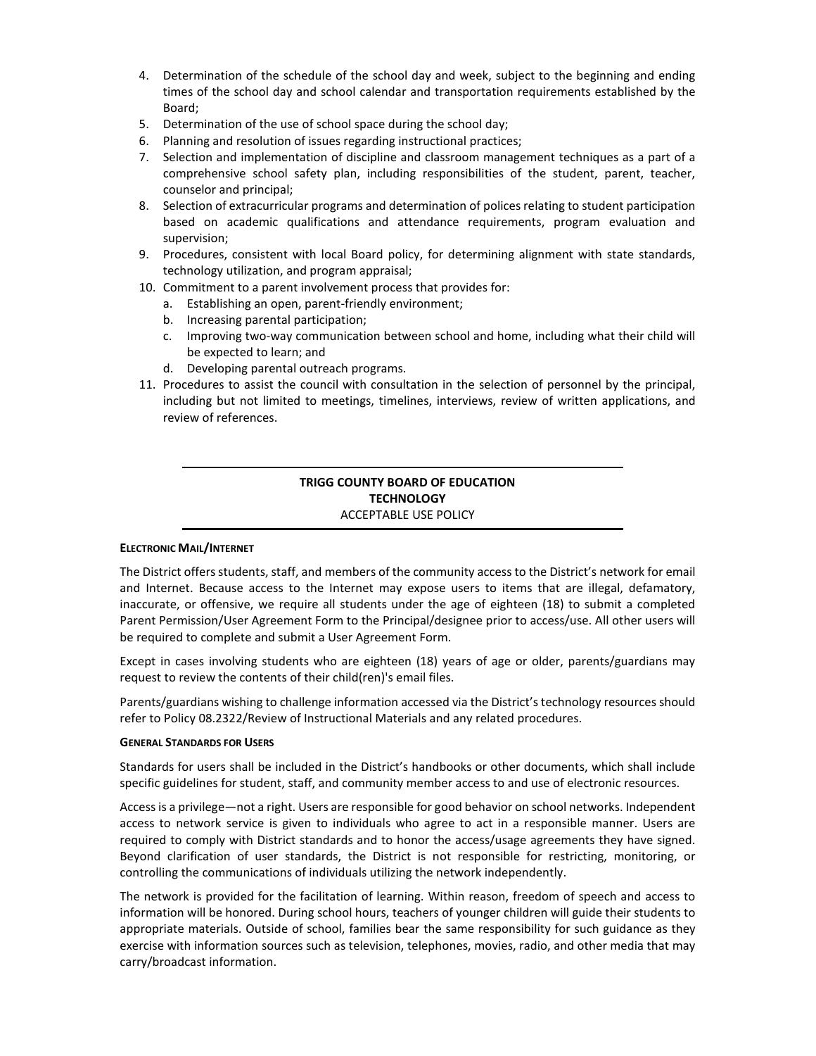4. Determination of the schedule of the school day and week, subject to the beginning and ending times of the school day and school calendar and transportation requirements established by the Board;
5. Determination of the use of school space during the school day;
6. Planning and resolution of issues regarding instructional practices;
7. Selection and implementation of discipline and classroom management techniques as a part of a comprehensive school safety plan, including responsibilities of the student, parent, teacher, counselor and principal;
8. Selection of extracurricular programs and determination of polices relating to student participation based on academic qualifications and attendance requirements, program evaluation and supervision;
9. Procedures, consistent with local Board policy, for determining alignment with state standards, technology utilization, and program appraisal;
10. Commitment to a parent involvement process that provides for:
    a. Establishing an open, parent-friendly environment;
    b. Increasing parental participation;
    c. Improving two-way communication between school and home, including what their child will be expected to learn; and
    d. Developing parental outreach programs.
11. Procedures to assist the council with consultation in the selection of personnel by the principal, including but not limited to meetings, timelines, interviews, review of written applications, and review of references.

---

**TRIGG COUNTY BOARD OF EDUCATION**
**TECHNOLOGY**
ACCEPTABLE USE POLICY

---

#### Electronic Mail/Internet

The District offers students, staff, and members of the community access to the District's network for email and Internet. Because access to the Internet may expose users to items that are illegal, defamatory, inaccurate, or offensive, we require all students under the age of eighteen (18) to submit a completed Parent Permission/User Agreement Form to the Principal/designee prior to access/use. All other users will be required to complete and submit a User Agreement Form.

Except in cases involving students who are eighteen (18) years of age or older, parents/guardians may request to review the contents of their child(ren)'s email files.

Parents/guardians wishing to challenge information accessed via the District's technology resources should refer to Policy 08.2322/Review of Instructional Materials and any related procedures.

#### General Standards for Users

Standards for users shall be included in the District's handbooks or other documents, which shall include specific guidelines for student, staff, and community member access to and use of electronic resources.

Access is a privilege—not a right. Users are responsible for good behavior on school networks. Independent access to network service is given to individuals who agree to act in a responsible manner. Users are required to comply with District standards and to honor the access/usage agreements they have signed. Beyond clarification of user standards, the District is not responsible for restricting, monitoring, or controlling the communications of individuals utilizing the network independently.

The network is provided for the facilitation of learning. Within reason, freedom of speech and access to information will be honored. During school hours, teachers of younger children will guide their students to appropriate materials. Outside of school, families bear the same responsibility for such guidance as they exercise with information sources such as television, telephones, movies, radio, and other media that may carry/broadcast information.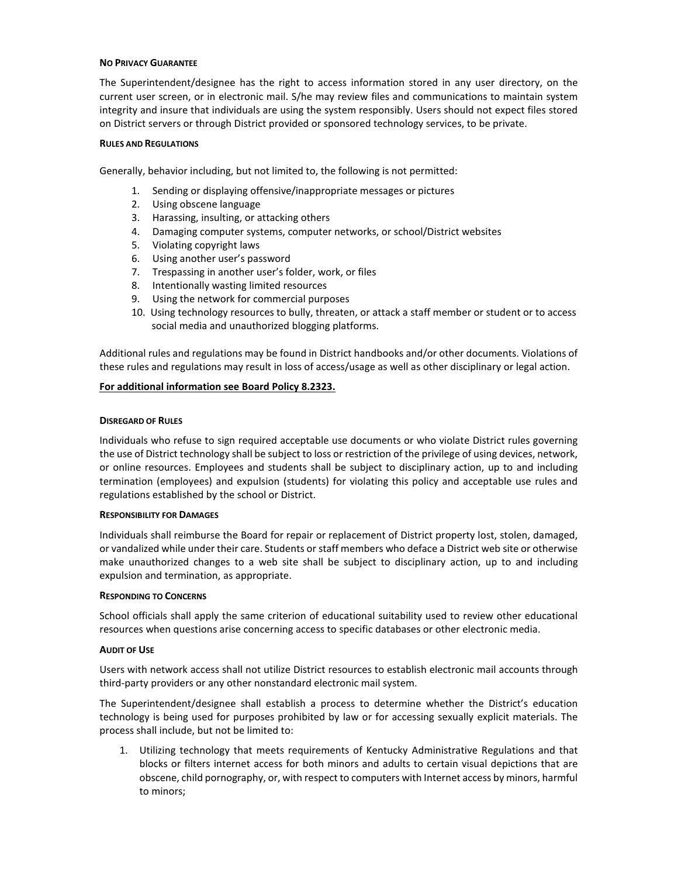#### NO PRIVACY GUARANTEE

The Superintendent/designee has the right to access information stored in any user directory, on the current user screen, or in electronic mail. S/he may review files and communications to maintain system integrity and insure that individuals are using the system responsibly. Users should not expect files stored on District servers or through District provided or sponsored technology services, to be private.

#### RULES AND REGULATIONS

Generally, behavior including, but not limited to, the following is not permitted:

1. Sending or displaying offensive/inappropriate messages or pictures
2. Using obscene language
3. Harassing, insulting, or attacking others
4. Damaging computer systems, computer networks, or school/District websites
5. Violating copyright laws
6. Using another user's password
7. Trespassing in another user's folder, work, or files
8. Intentionally wasting limited resources
9. Using the network for commercial purposes
10. Using technology resources to bully, threaten, or attack a staff member or student or to access social media and unauthorized blogging platforms.

Additional rules and regulations may be found in District handbooks and/or other documents. Violations of these rules and regulations may result in loss of access/usage as well as other disciplinary or legal action.

**For additional information see Board Policy 8.2323.**

#### DISREGARD OF RULES

Individuals who refuse to sign required acceptable use documents or who violate District rules governing the use of District technology shall be subject to loss or restriction of the privilege of using devices, network, or online resources. Employees and students shall be subject to disciplinary action, up to and including termination (employees) and expulsion (students) for violating this policy and acceptable use rules and regulations established by the school or District.

#### RESPONSIBILITY FOR DAMAGES

Individuals shall reimburse the Board for repair or replacement of District property lost, stolen, damaged, or vandalized while under their care. Students or staff members who deface a District web site or otherwise make unauthorized changes to a web site shall be subject to disciplinary action, up to and including expulsion and termination, as appropriate.

#### RESPONDING TO CONCERNS

School officials shall apply the same criterion of educational suitability used to review other educational resources when questions arise concerning access to specific databases or other electronic media.

#### AUDIT OF USE

Users with network access shall not utilize District resources to establish electronic mail accounts through third-party providers or any other nonstandard electronic mail system.

The Superintendent/designee shall establish a process to determine whether the District's education technology is being used for purposes prohibited by law or for accessing sexually explicit materials. The process shall include, but not be limited to:

1. Utilizing technology that meets requirements of Kentucky Administrative Regulations and that blocks or filters internet access for both minors and adults to certain visual depictions that are obscene, child pornography, or, with respect to computers with Internet access by minors, harmful to minors;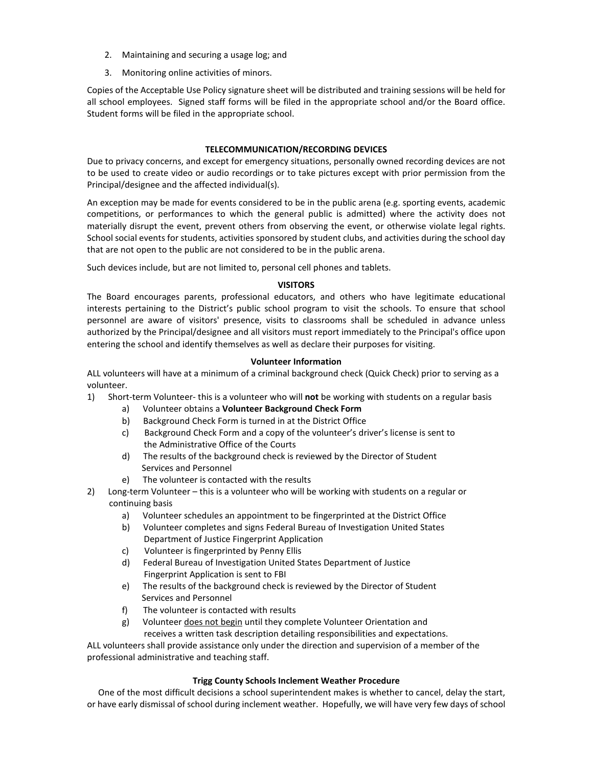2. Maintaining and securing a usage log; and
3. Monitoring online activities of minors.

Copies of the Acceptable Use Policy signature sheet will be distributed and training sessions will be held for all school employees. Signed staff forms will be filed in the appropriate school and/or the Board office. Student forms will be filed in the appropriate school.

## TELECOMMUNICATION/RECORDING DEVICES

Due to privacy concerns, and except for emergency situations, personally owned recording devices are not to be used to create video or audio recordings or to take pictures except with prior permission from the Principal/designee and the affected individual(s).

An exception may be made for events considered to be in the public arena (e.g. sporting events, academic competitions, or performances to which the general public is admitted) where the activity does not materially disrupt the event, prevent others from observing the event, or otherwise violate legal rights. School social events for students, activities sponsored by student clubs, and activities during the school day that are not open to the public are not considered to be in the public arena.

Such devices include, but are not limited to, personal cell phones and tablets.

## VISITORS

The Board encourages parents, professional educators, and others who have legitimate educational interests pertaining to the District's public school program to visit the schools. To ensure that school personnel are aware of visitors' presence, visits to classrooms shall be scheduled in advance unless authorized by the Principal/designee and all visitors must report immediately to the Principal's office upon entering the school and identify themselves as well as declare their purposes for visiting.

### Volunteer Information

ALL volunteers will have at a minimum of a criminal background check (Quick Check) prior to serving as a volunteer.

1) Short-term Volunteer- this is a volunteer who will **not** be working with students on a regular basis
   a) Volunteer obtains a **Volunteer Background Check Form**
   b) Background Check Form is turned in at the District Office
   c) Background Check Form and a copy of the volunteer's driver's license is sent to the Administrative Office of the Courts
   d) The results of the background check is reviewed by the Director of Student Services and Personnel
   e) The volunteer is contacted with the results
2) Long-term Volunteer – this is a volunteer who will be working with students on a regular or continuing basis
   a) Volunteer schedules an appointment to be fingerprinted at the District Office
   b) Volunteer completes and signs Federal Bureau of Investigation United States Department of Justice Fingerprint Application
   c) Volunteer is fingerprinted by Penny Ellis
   d) Federal Bureau of Investigation United States Department of Justice Fingerprint Application is sent to FBI
   e) The results of the background check is reviewed by the Director of Student Services and Personnel
   f) The volunteer is contacted with results
   g) Volunteer <u>does not begin</u> until they complete Volunteer Orientation and receives a written task description detailing responsibilities and expectations.

ALL volunteers shall provide assistance only under the direction and supervision of a member of the professional administrative and teaching staff.

### Trigg County Schools Inclement Weather Procedure

One of the most difficult decisions a school superintendent makes is whether to cancel, delay the start, or have early dismissal of school during inclement weather. Hopefully, we will have very few days of school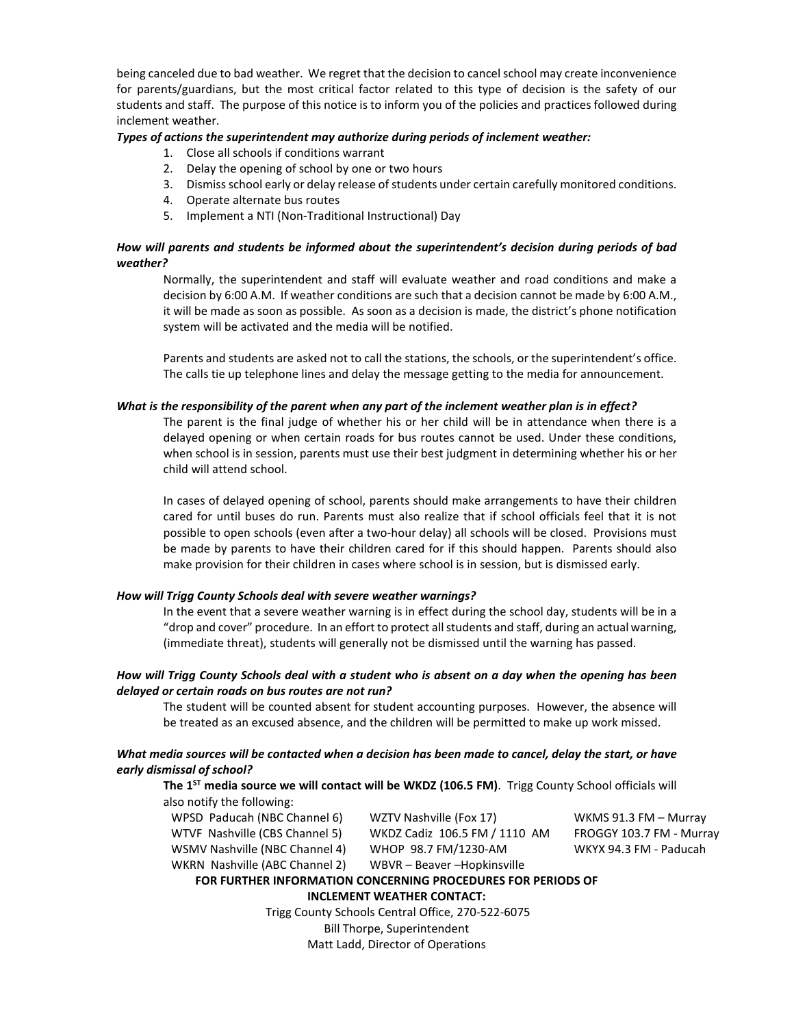being canceled due to bad weather. We regret that the decision to cancel school may create inconvenience for parents/guardians, but the most critical factor related to this type of decision is the safety of our students and staff. The purpose of this notice is to inform you of the policies and practices followed during inclement weather.

***Types of actions the superintendent may authorize during periods of inclement weather:***

1. Close all schools if conditions warrant
2. Delay the opening of school by one or two hours
3. Dismiss school early or delay release of students under certain carefully monitored conditions.
4. Operate alternate bus routes
5. Implement a NTI (Non-Traditional Instructional) Day

***How will parents and students be informed about the superintendent's decision during periods of bad weather?***

Normally, the superintendent and staff will evaluate weather and road conditions and make a decision by 6:00 A.M. If weather conditions are such that a decision cannot be made by 6:00 A.M., it will be made as soon as possible. As soon as a decision is made, the district's phone notification system will be activated and the media will be notified.

Parents and students are asked not to call the stations, the schools, or the superintendent's office. The calls tie up telephone lines and delay the message getting to the media for announcement.

***What is the responsibility of the parent when any part of the inclement weather plan is in effect?***

The parent is the final judge of whether his or her child will be in attendance when there is a delayed opening or when certain roads for bus routes cannot be used. Under these conditions, when school is in session, parents must use their best judgment in determining whether his or her child will attend school.

In cases of delayed opening of school, parents should make arrangements to have their children cared for until buses do run. Parents must also realize that if school officials feel that it is not possible to open schools (even after a two-hour delay) all schools will be closed. Provisions must be made by parents to have their children cared for if this should happen. Parents should also make provision for their children in cases where school is in session, but is dismissed early.

***How will Trigg County Schools deal with severe weather warnings?***

In the event that a severe weather warning is in effect during the school day, students will be in a "drop and cover" procedure. In an effort to protect all students and staff, during an actual warning, (immediate threat), students will generally not be dismissed until the warning has passed.

***How will Trigg County Schools deal with a student who is absent on a day when the opening has been delayed or certain roads on bus routes are not run?***

The student will be counted absent for student accounting purposes. However, the absence will be treated as an excused absence, and the children will be permitted to make up work missed.

***What media sources will be contacted when a decision has been made to cancel, delay the start, or have early dismissal of school?***

**The 1ST media source we will contact will be WKDZ (106.5 FM)**. Trigg County School officials will also notify the following:

| | | |
|---|---|---|
| WPSD Paducah (NBC Channel 6) | WZTV Nashville (Fox 17) | WKMS 91.3 FM – Murray |
| WTVF Nashville (CBS Channel 5) | WKDZ Cadiz 106.5 FM / 1110 AM | FROGGY 103.7 FM - Murray |
| WSMV Nashville (NBC Channel 4) | WHOP 98.7 FM/1230-AM | WKYX 94.3 FM - Paducah |
| WKRN Nashville (ABC Channel 2) | WBVR – Beaver –Hopkinsville | |

**FOR FURTHER INFORMATION CONCERNING PROCEDURES FOR PERIODS OF INCLEMENT WEATHER CONTACT:**

Trigg County Schools Central Office, 270-522-6075

Bill Thorpe, Superintendent

Matt Ladd, Director of Operations